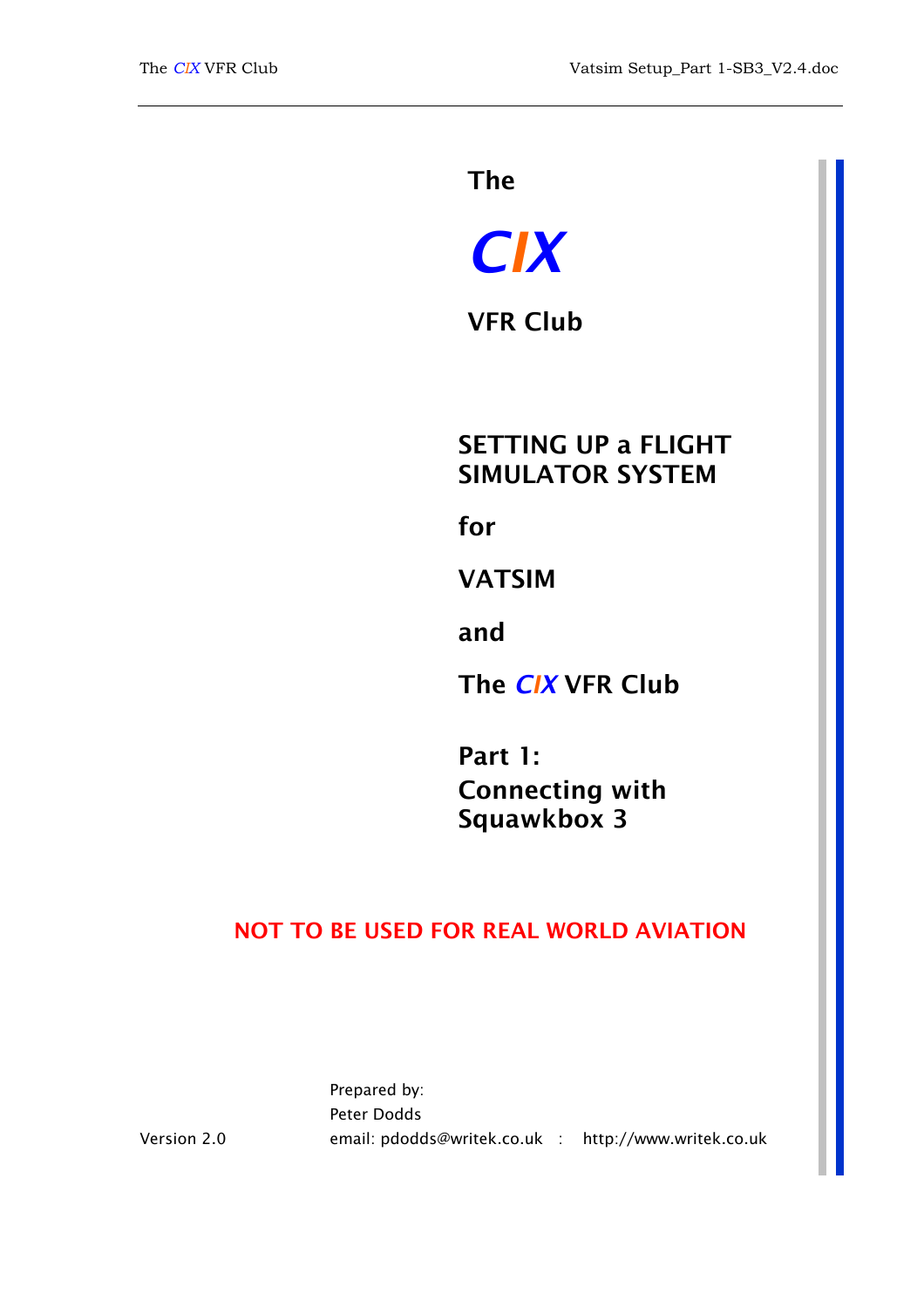# The

# *CIX*

# VFR Club

## SETTING UP a FLIGHT SIMULATOR SYSTEM

## for

## VATSIM

## and

## The *CIX* VFR Club

## Part 1: Connecting with Squawkbox 3

**NOT TO BE USED FOR REAL WORLD AVIATION**

Prepared by:
Peter Dodds
email: pdodds@writek.co.uk : http://www.writek.co.uk

Version 2.0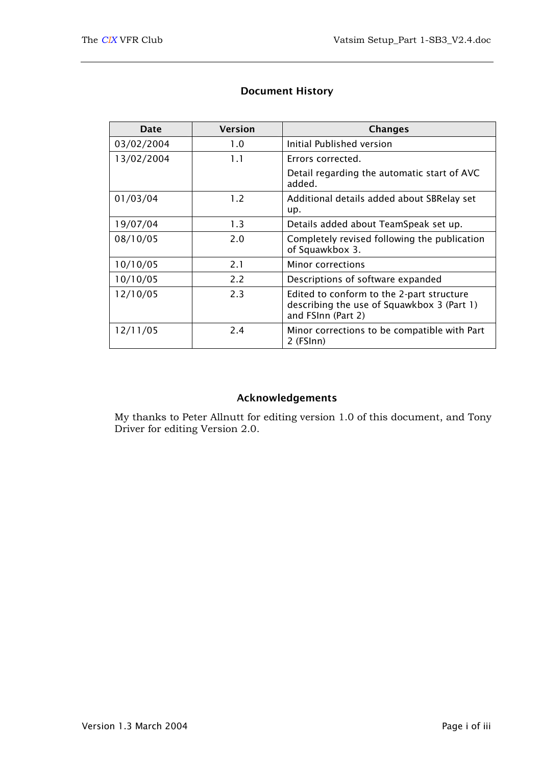## Document History

| Date | Version | Changes |
| --- | --- | --- |
| 03/02/2004 | 1.0 | Initial Published version |
| 13/02/2004 | 1.1 | Errors corrected.<br>Detail regarding the automatic start of AVC added. |
| 01/03/04 | 1.2 | Additional details added about SBRelay set up. |
| 19/07/04 | 1.3 | Details added about TeamSpeak set up. |
| 08/10/05 | 2.0 | Completely revised following the publication of Squawkbox 3. |
| 10/10/05 | 2.1 | Minor corrections |
| 10/10/05 | 2.2 | Descriptions of software expanded |
| 12/10/05 | 2.3 | Edited to conform to the 2-part structure describing the use of Squawkbox 3 (Part 1) and FSInn (Part 2) |
| 12/11/05 | 2.4 | Minor corrections to be compatible with Part 2 (FSInn) |

## Acknowledgements

My thanks to Peter Allnutt for editing version 1.0 of this document, and Tony Driver for editing Version 2.0.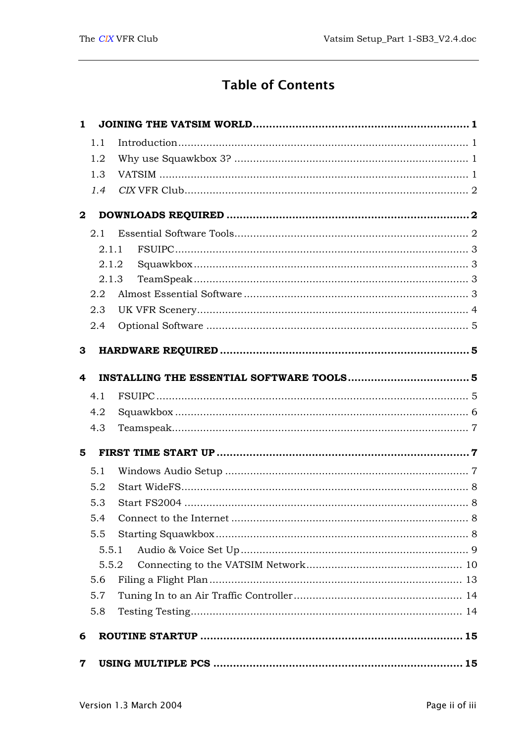# Table of Contents

**1 JOINING THE VATSIM WORLD .......... 1**

- 1.1 Introduction .......... 1
- 1.2 Why use Squawkbox 3? .......... 1
- 1.3 VATSIM .......... 1
- *1.4* *CIX* VFR Club .......... 2

**2 DOWNLOADS REQUIRED .......... 2**

- 2.1 Essential Software Tools .......... 2
  - 2.1.1 FSUIPC .......... 3
  - 2.1.2 Squawkbox .......... 3
  - 2.1.3 TeamSpeak .......... 3
- 2.2 Almost Essential Software .......... 3
- 2.3 UK VFR Scenery .......... 4
- 2.4 Optional Software .......... 5

**3 HARDWARE REQUIRED .......... 5**

**4 INSTALLING THE ESSENTIAL SOFTWARE TOOLS .......... 5**

- 4.1 FSUIPC .......... 5
- 4.2 Squawkbox .......... 6
- 4.3 Teamspeak .......... 7

**5 FIRST TIME START UP .......... 7**

- 5.1 Windows Audio Setup .......... 7
- 5.2 Start WideFS .......... 8
- 5.3 Start FS2004 .......... 8
- 5.4 Connect to the Internet .......... 8
- 5.5 Starting Squawkbox .......... 8
  - 5.5.1 Audio & Voice Set Up .......... 9
  - 5.5.2 Connecting to the VATSIM Network .......... 10
- 5.6 Filing a Flight Plan .......... 13
- 5.7 Tuning In to an Air Traffic Controller .......... 14
- 5.8 Testing Testing .......... 14

**6 ROUTINE STARTUP .......... 15**

**7 USING MULTIPLE PCS .......... 15**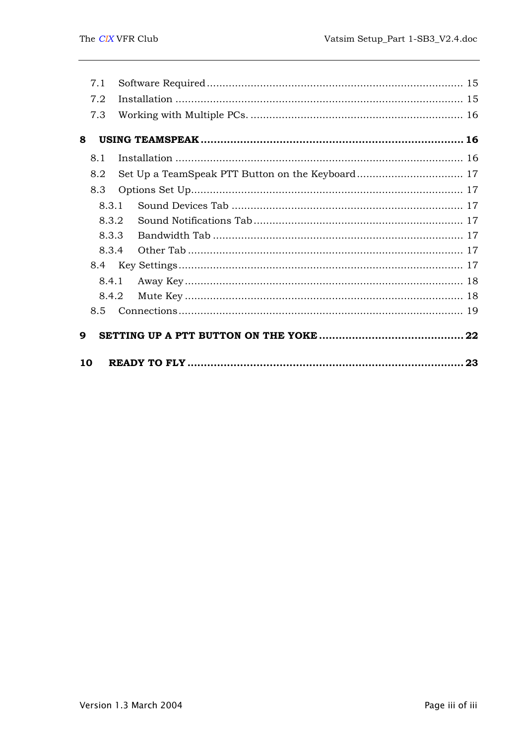7.1 Software Required .......................................................................... 15
7.2 Installation ................................................................................... 15
7.3 Working with Multiple PCs. ............................................................ 16

**8 USING TEAMSPEAK ........................................................................ 16**

8.1 Installation ................................................................................... 16
8.2 Set Up a TeamSpeak PTT Button on the Keyboard .................................. 17
8.3 Options Set Up............................................................................... 17
8.3.1 Sound Devices Tab .................................................................... 17
8.3.2 Sound Notifications Tab ............................................................. 17
8.3.3 Bandwidth Tab .......................................................................... 17
8.3.4 Other Tab ................................................................................. 17
8.4 Key Settings.................................................................................. 17
8.4.1 Away Key.................................................................................. 18
8.4.2 Mute Key .................................................................................. 18
8.5 Connections.................................................................................. 19

**9 SETTING UP A PTT BUTTON ON THE YOKE ............................................ 22**

**10 READY TO FLY ............................................................................. 23**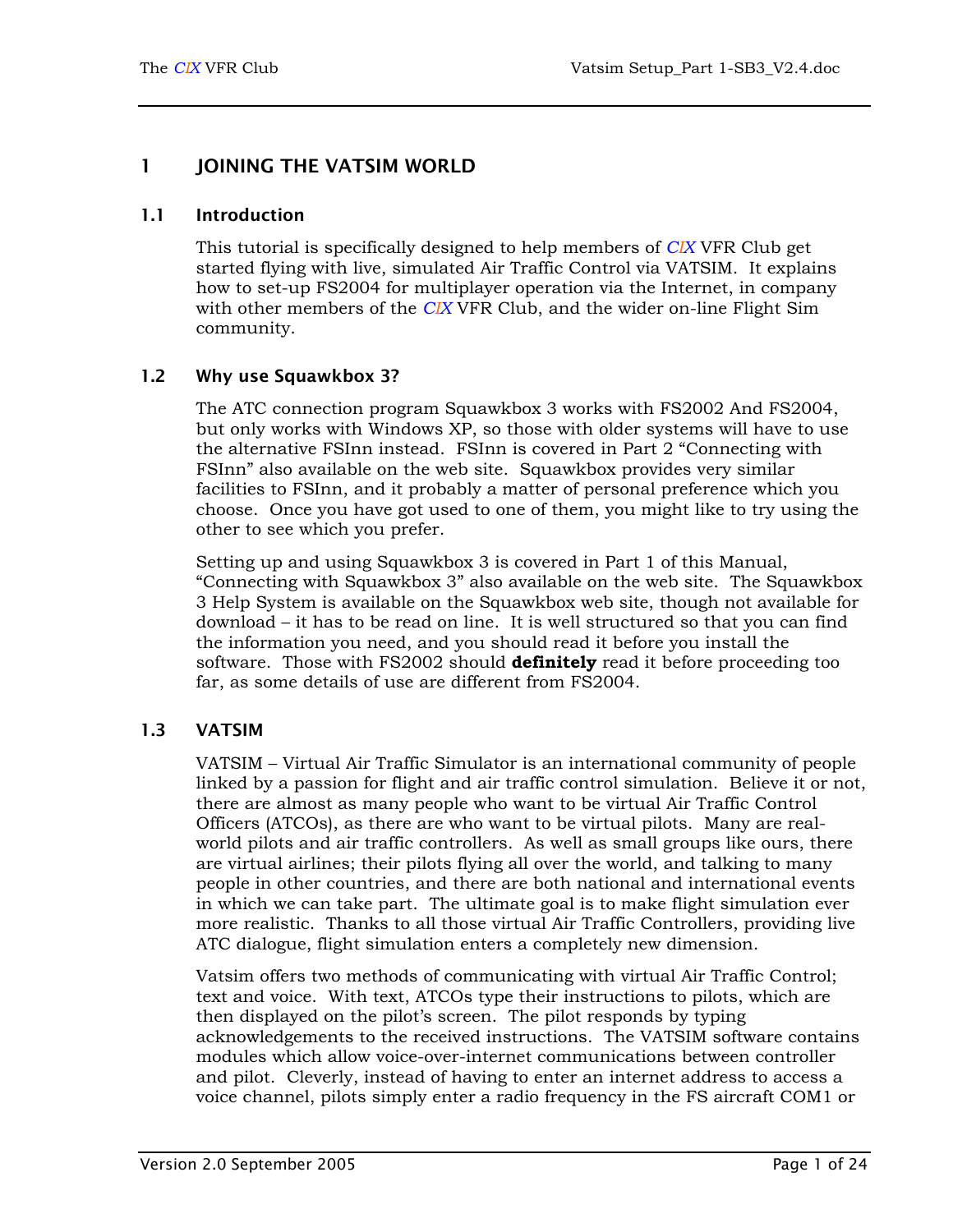# 1 JOINING THE VATSIM WORLD

## 1.1 Introduction

This tutorial is specifically designed to help members of CIX VFR Club get started flying with live, simulated Air Traffic Control via VATSIM. It explains how to set-up FS2004 for multiplayer operation via the Internet, in company with other members of the CIX VFR Club, and the wider on-line Flight Sim community.

## 1.2 Why use Squawkbox 3?

The ATC connection program Squawkbox 3 works with FS2002 And FS2004, but only works with Windows XP, so those with older systems will have to use the alternative FSInn instead. FSInn is covered in Part 2 "Connecting with FSInn" also available on the web site. Squawkbox provides very similar facilities to FSInn, and it probably a matter of personal preference which you choose. Once you have got used to one of them, you might like to try using the other to see which you prefer.

Setting up and using Squawkbox 3 is covered in Part 1 of this Manual, "Connecting with Squawkbox 3" also available on the web site. The Squawkbox 3 Help System is available on the Squawkbox web site, though not available for download – it has to be read on line. It is well structured so that you can find the information you need, and you should read it before you install the software. Those with FS2002 should **definitely** read it before proceeding too far, as some details of use are different from FS2004.

## 1.3 VATSIM

VATSIM – Virtual Air Traffic Simulator is an international community of people linked by a passion for flight and air traffic control simulation. Believe it or not, there are almost as many people who want to be virtual Air Traffic Control Officers (ATCOs), as there are who want to be virtual pilots. Many are real-world pilots and air traffic controllers. As well as small groups like ours, there are virtual airlines; their pilots flying all over the world, and talking to many people in other countries, and there are both national and international events in which we can take part. The ultimate goal is to make flight simulation ever more realistic. Thanks to all those virtual Air Traffic Controllers, providing live ATC dialogue, flight simulation enters a completely new dimension.

Vatsim offers two methods of communicating with virtual Air Traffic Control; text and voice. With text, ATCOs type their instructions to pilots, which are then displayed on the pilot's screen. The pilot responds by typing acknowledgements to the received instructions. The VATSIM software contains modules which allow voice-over-internet communications between controller and pilot. Cleverly, instead of having to enter an internet address to access a voice channel, pilots simply enter a radio frequency in the FS aircraft COM1 or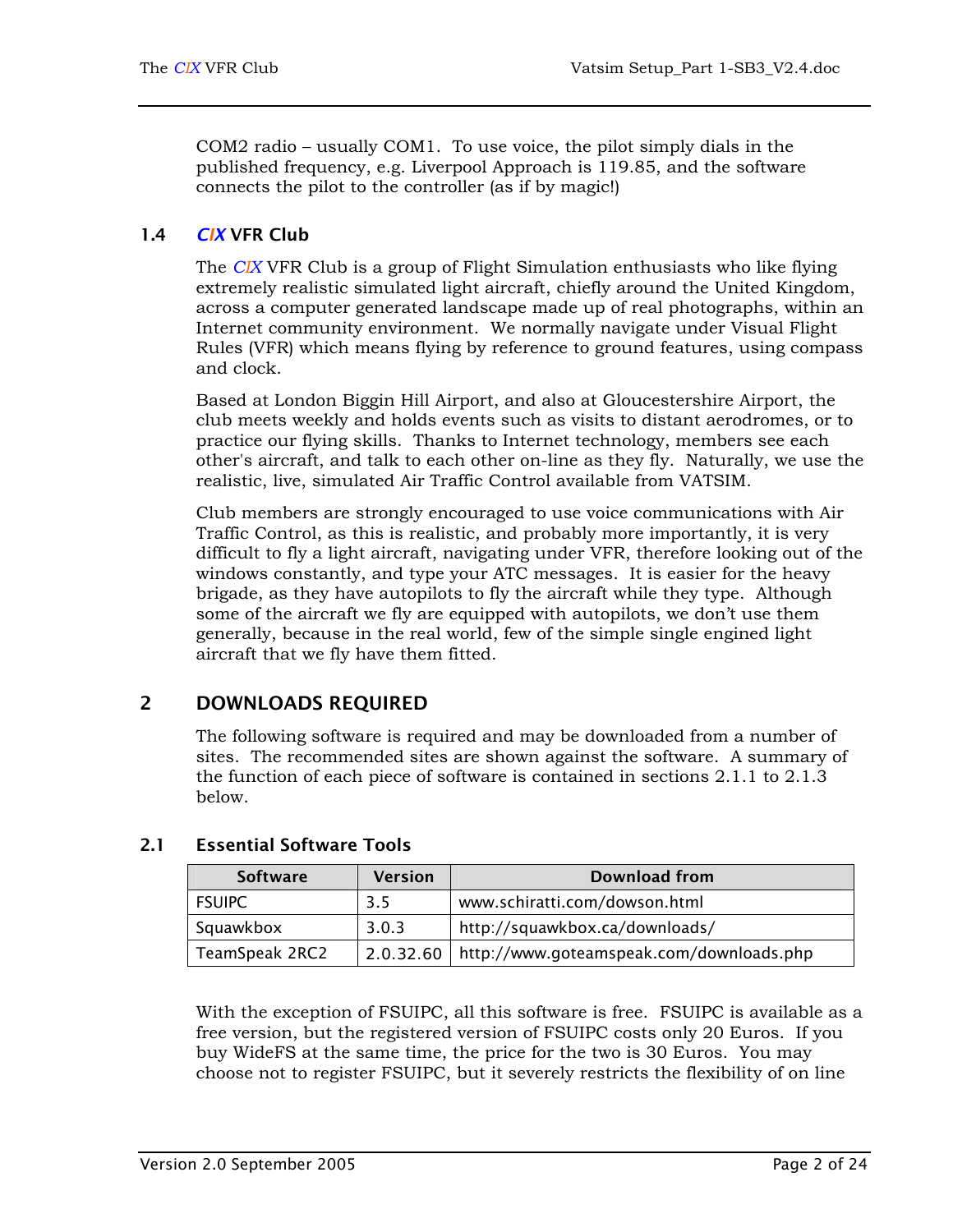COM2 radio – usually COM1. To use voice, the pilot simply dials in the published frequency, e.g. Liverpool Approach is 119.85, and the software connects the pilot to the controller (as if by magic!)

### 1.4 *CIX* VFR Club

The *CIX* VFR Club is a group of Flight Simulation enthusiasts who like flying extremely realistic simulated light aircraft, chiefly around the United Kingdom, across a computer generated landscape made up of real photographs, within an Internet community environment. We normally navigate under Visual Flight Rules (VFR) which means flying by reference to ground features, using compass and clock.

Based at London Biggin Hill Airport, and also at Gloucestershire Airport, the club meets weekly and holds events such as visits to distant aerodromes, or to practice our flying skills. Thanks to Internet technology, members see each other's aircraft, and talk to each other on-line as they fly. Naturally, we use the realistic, live, simulated Air Traffic Control available from VATSIM.

Club members are strongly encouraged to use voice communications with Air Traffic Control, as this is realistic, and probably more importantly, it is very difficult to fly a light aircraft, navigating under VFR, therefore looking out of the windows constantly, and type your ATC messages. It is easier for the heavy brigade, as they have autopilots to fly the aircraft while they type. Although some of the aircraft we fly are equipped with autopilots, we don't use them generally, because in the real world, few of the simple single engined light aircraft that we fly have them fitted.

## 2 DOWNLOADS REQUIRED

The following software is required and may be downloaded from a number of sites. The recommended sites are shown against the software. A summary of the function of each piece of software is contained in sections 2.1.1 to 2.1.3 below.

### 2.1 Essential Software Tools

| Software | Version | Download from |
|---|---|---|
| FSUIPC | 3.5 | www.schiratti.com/dowson.html |
| Squawkbox | 3.0.3 | http://squawkbox.ca/downloads/ |
| TeamSpeak 2RC2 | 2.0.32.60 | http://www.goteamspeak.com/downloads.php |

With the exception of FSUIPC, all this software is free. FSUIPC is available as a free version, but the registered version of FSUIPC costs only 20 Euros. If you buy WideFS at the same time, the price for the two is 30 Euros. You may choose not to register FSUIPC, but it severely restricts the flexibility of on line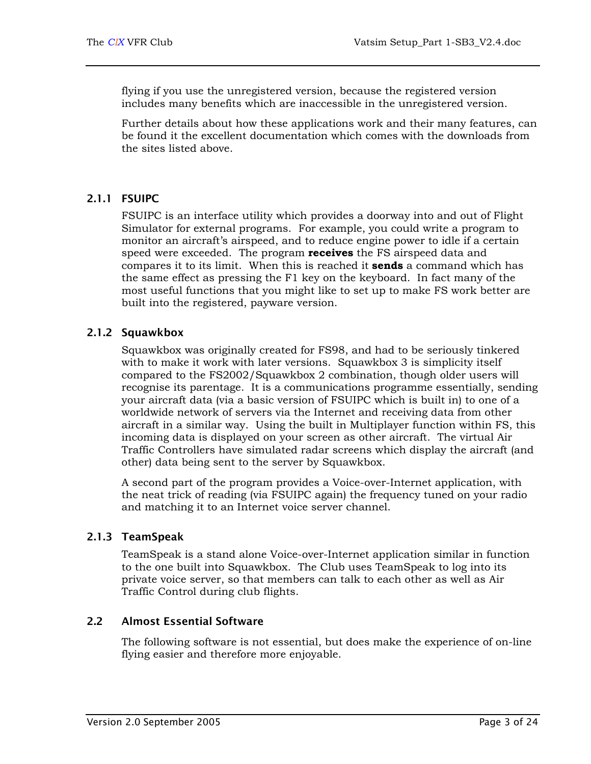flying if you use the unregistered version, because the registered version includes many benefits which are inaccessible in the unregistered version.

Further details about how these applications work and their many features, can be found it the excellent documentation which comes with the downloads from the sites listed above.

### 2.1.1 FSUIPC

FSUIPC is an interface utility which provides a doorway into and out of Flight Simulator for external programs. For example, you could write a program to monitor an aircraft's airspeed, and to reduce engine power to idle if a certain speed were exceeded. The program **receives** the FS airspeed data and compares it to its limit. When this is reached it **sends** a command which has the same effect as pressing the F1 key on the keyboard. In fact many of the most useful functions that you might like to set up to make FS work better are built into the registered, payware version.

### 2.1.2 Squawkbox

Squawkbox was originally created for FS98, and had to be seriously tinkered with to make it work with later versions. Squawkbox 3 is simplicity itself compared to the FS2002/Squawkbox 2 combination, though older users will recognise its parentage. It is a communications programme essentially, sending your aircraft data (via a basic version of FSUIPC which is built in) to one of a worldwide network of servers via the Internet and receiving data from other aircraft in a similar way. Using the built in Multiplayer function within FS, this incoming data is displayed on your screen as other aircraft. The virtual Air Traffic Controllers have simulated radar screens which display the aircraft (and other) data being sent to the server by Squawkbox.

A second part of the program provides a Voice-over-Internet application, with the neat trick of reading (via FSUIPC again) the frequency tuned on your radio and matching it to an Internet voice server channel.

### 2.1.3 TeamSpeak

TeamSpeak is a stand alone Voice-over-Internet application similar in function to the one built into Squawkbox. The Club uses TeamSpeak to log into its private voice server, so that members can talk to each other as well as Air Traffic Control during club flights.

## 2.2 Almost Essential Software

The following software is not essential, but does make the experience of on-line flying easier and therefore more enjoyable.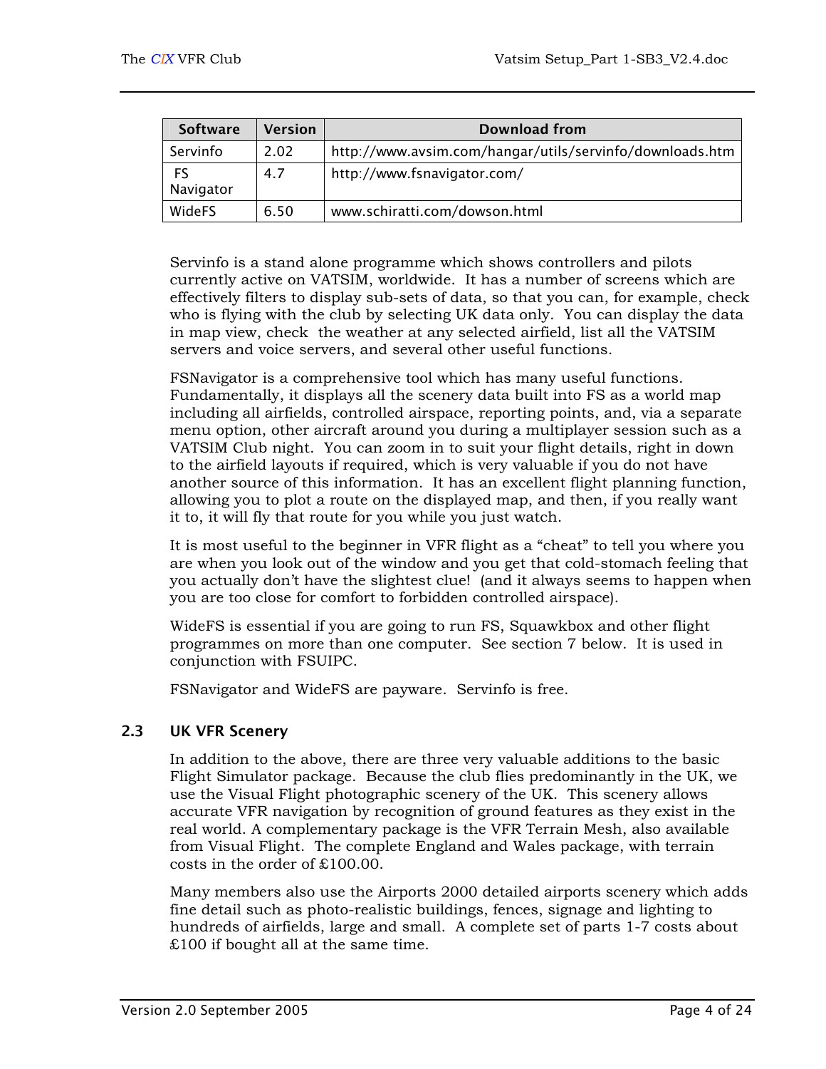| Software | Version | Download from |
|---|---|---|
| Servinfo | 2.02 | http://www.avsim.com/hangar/utils/servinfo/downloads.htm |
| FS Navigator | 4.7 | http://www.fsnavigator.com/ |
| WideFS | 6.50 | www.schiratti.com/dowson.html |

Servinfo is a stand alone programme which shows controllers and pilots currently active on VATSIM, worldwide. It has a number of screens which are effectively filters to display sub-sets of data, so that you can, for example, check who is flying with the club by selecting UK data only. You can display the data in map view, check the weather at any selected airfield, list all the VATSIM servers and voice servers, and several other useful functions.

FSNavigator is a comprehensive tool which has many useful functions. Fundamentally, it displays all the scenery data built into FS as a world map including all airfields, controlled airspace, reporting points, and, via a separate menu option, other aircraft around you during a multiplayer session such as a VATSIM Club night. You can zoom in to suit your flight details, right in down to the airfield layouts if required, which is very valuable if you do not have another source of this information. It has an excellent flight planning function, allowing you to plot a route on the displayed map, and then, if you really want it to, it will fly that route for you while you just watch.

It is most useful to the beginner in VFR flight as a "cheat" to tell you where you are when you look out of the window and you get that cold-stomach feeling that you actually don't have the slightest clue! (and it always seems to happen when you are too close for comfort to forbidden controlled airspace).

WideFS is essential if you are going to run FS, Squawkbox and other flight programmes on more than one computer. See section 7 below. It is used in conjunction with FSUIPC.

FSNavigator and WideFS are payware. Servinfo is free.

## 2.3 UK VFR Scenery

In addition to the above, there are three very valuable additions to the basic Flight Simulator package. Because the club flies predominantly in the UK, we use the Visual Flight photographic scenery of the UK. This scenery allows accurate VFR navigation by recognition of ground features as they exist in the real world. A complementary package is the VFR Terrain Mesh, also available from Visual Flight. The complete England and Wales package, with terrain costs in the order of £100.00.

Many members also use the Airports 2000 detailed airports scenery which adds fine detail such as photo-realistic buildings, fences, signage and lighting to hundreds of airfields, large and small. A complete set of parts 1-7 costs about £100 if bought all at the same time.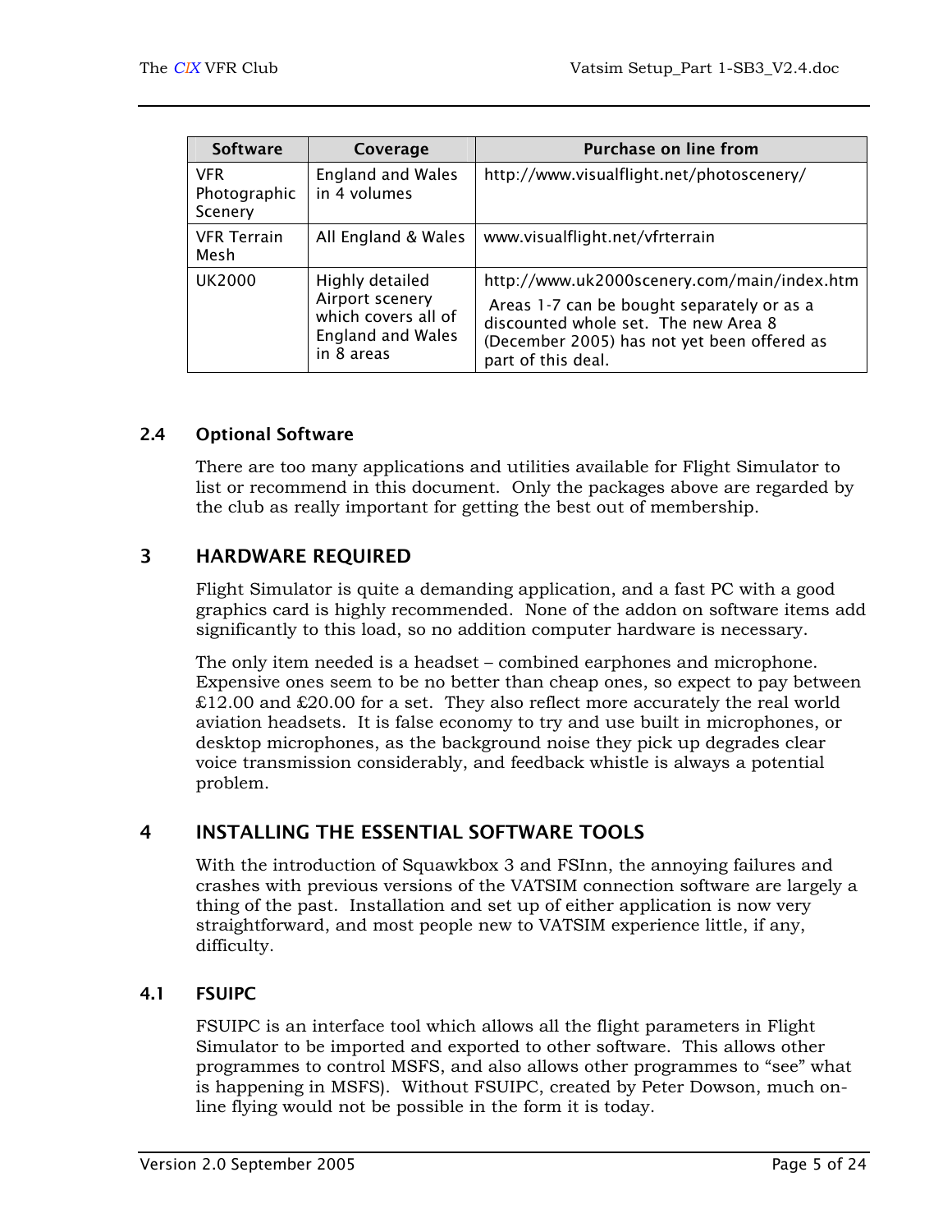| Software | Coverage | Purchase on line from |
| --- | --- | --- |
| VFR Photographic Scenery | England and Wales in 4 volumes | http://www.visualflight.net/photoscenery/ |
| VFR Terrain Mesh | All England & Wales | www.visualflight.net/vfrterrain |
| UK2000 | Highly detailed Airport scenery which covers all of England and Wales in 8 areas | http://www.uk2000scenery.com/main/index.htm Areas 1-7 can be bought separately or as a discounted whole set. The new Area 8 (December 2005) has not yet been offered as part of this deal. |

### 2.4 Optional Software

There are too many applications and utilities available for Flight Simulator to list or recommend in this document. Only the packages above are regarded by the club as really important for getting the best out of membership.

## 3 HARDWARE REQUIRED

Flight Simulator is quite a demanding application, and a fast PC with a good graphics card is highly recommended. None of the addon on software items add significantly to this load, so no addition computer hardware is necessary.

The only item needed is a headset – combined earphones and microphone. Expensive ones seem to be no better than cheap ones, so expect to pay between £12.00 and £20.00 for a set. They also reflect more accurately the real world aviation headsets. It is false economy to try and use built in microphones, or desktop microphones, as the background noise they pick up degrades clear voice transmission considerably, and feedback whistle is always a potential problem.

## 4 INSTALLING THE ESSENTIAL SOFTWARE TOOLS

With the introduction of Squawkbox 3 and FSInn, the annoying failures and crashes with previous versions of the VATSIM connection software are largely a thing of the past. Installation and set up of either application is now very straightforward, and most people new to VATSIM experience little, if any, difficulty.

### 4.1 FSUIPC

FSUIPC is an interface tool which allows all the flight parameters in Flight Simulator to be imported and exported to other software. This allows other programmes to control MSFS, and also allows other programmes to "see" what is happening in MSFS). Without FSUIPC, created by Peter Dowson, much on-line flying would not be possible in the form it is today.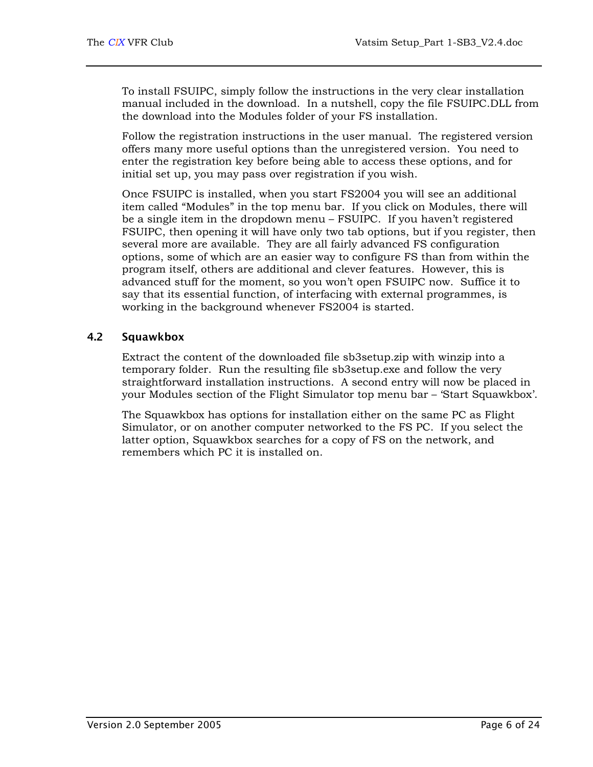To install FSUIPC, simply follow the instructions in the very clear installation manual included in the download. In a nutshell, copy the file FSUIPC.DLL from the download into the Modules folder of your FS installation.

Follow the registration instructions in the user manual. The registered version offers many more useful options than the unregistered version. You need to enter the registration key before being able to access these options, and for initial set up, you may pass over registration if you wish.

Once FSUIPC is installed, when you start FS2004 you will see an additional item called “Modules” in the top menu bar. If you click on Modules, there will be a single item in the dropdown menu – FSUIPC. If you haven’t registered FSUIPC, then opening it will have only two tab options, but if you register, then several more are available. They are all fairly advanced FS configuration options, some of which are an easier way to configure FS than from within the program itself, others are additional and clever features. However, this is advanced stuff for the moment, so you won’t open FSUIPC now. Suffice it to say that its essential function, of interfacing with external programmes, is working in the background whenever FS2004 is started.

### 4.2 Squawkbox

Extract the content of the downloaded file sb3setup.zip with winzip into a temporary folder. Run the resulting file sb3setup.exe and follow the very straightforward installation instructions. A second entry will now be placed in your Modules section of the Flight Simulator top menu bar – ‘Start Squawkbox’.

The Squawkbox has options for installation either on the same PC as Flight Simulator, or on another computer networked to the FS PC. If you select the latter option, Squawkbox searches for a copy of FS on the network, and remembers which PC it is installed on.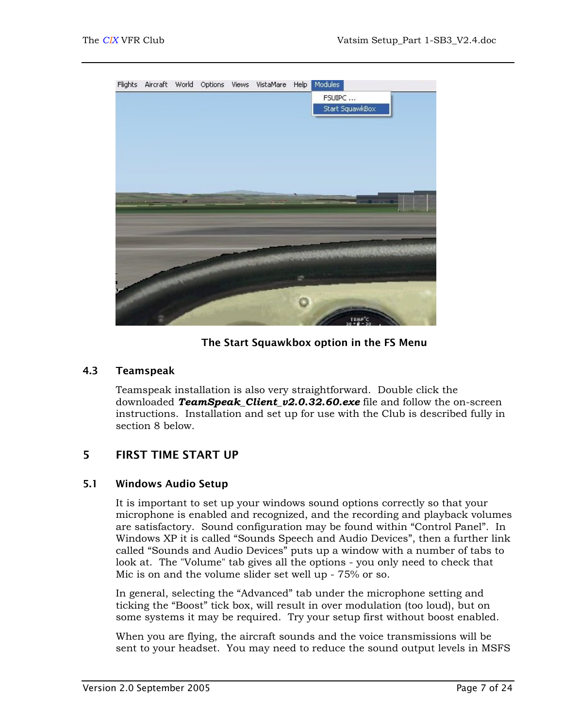The Start Squawkbox option in the FS Menu

### 4.3 Teamspeak

Teamspeak installation is also very straightforward. Double click the downloaded ***TeamSpeak_Client_v2.0.32.60.exe*** file and follow the on-screen instructions. Installation and set up for use with the Club is described fully in section 8 below.

## 5 FIRST TIME START UP

### 5.1 Windows Audio Setup

It is important to set up your windows sound options correctly so that your microphone is enabled and recognized, and the recording and playback volumes are satisfactory. Sound configuration may be found within “Control Panel”. In Windows XP it is called “Sounds Speech and Audio Devices”, then a further link called “Sounds and Audio Devices” puts up a window with a number of tabs to look at. The "Volume" tab gives all the options - you only need to check that Mic is on and the volume slider set well up - 75% or so.

In general, selecting the “Advanced” tab under the microphone setting and ticking the “Boost” tick box, will result in over modulation (too loud), but on some systems it may be required. Try your setup first without boost enabled.

When you are flying, the aircraft sounds and the voice transmissions will be sent to your headset. You may need to reduce the sound output levels in MSFS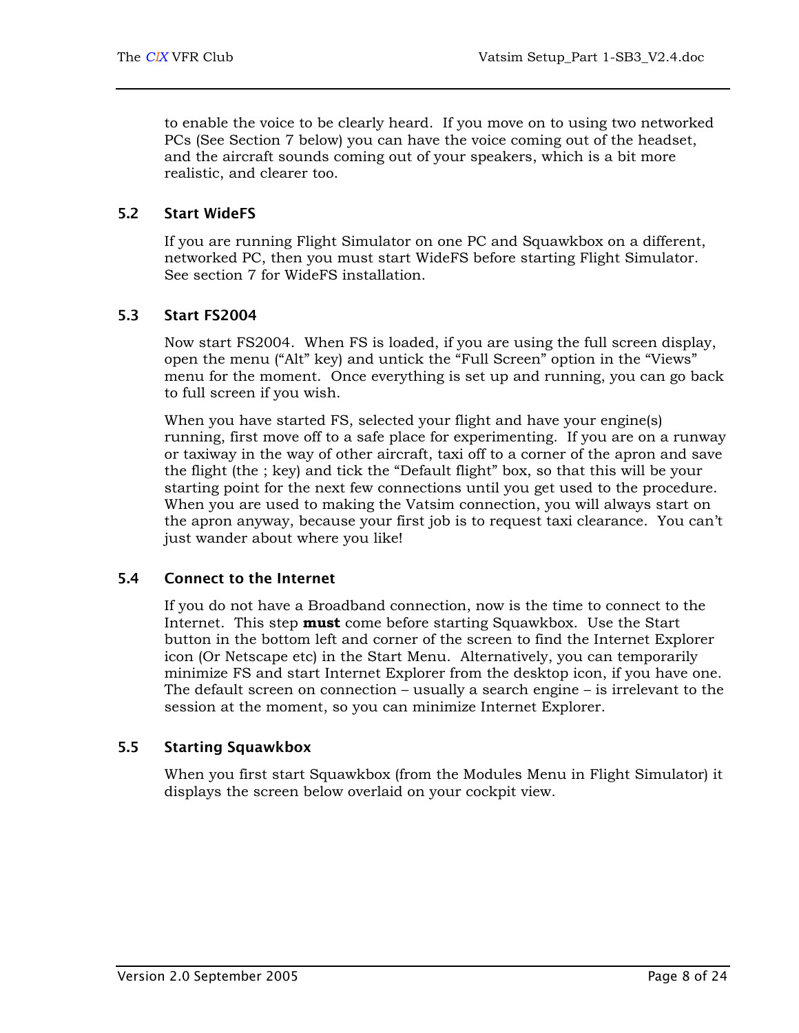to enable the voice to be clearly heard. If you move on to using two networked PCs (See Section 7 below) you can have the voice coming out of the headset, and the aircraft sounds coming out of your speakers, which is a bit more realistic, and clearer too.

### 5.2 Start WideFS

If you are running Flight Simulator on one PC and Squawkbox on a different, networked PC, then you must start WideFS before starting Flight Simulator. See section 7 for WideFS installation.

### 5.3 Start FS2004

Now start FS2004. When FS is loaded, if you are using the full screen display, open the menu (“Alt” key) and untick the “Full Screen” option in the “Views” menu for the moment. Once everything is set up and running, you can go back to full screen if you wish.

When you have started FS, selected your flight and have your engine(s) running, first move off to a safe place for experimenting. If you are on a runway or taxiway in the way of other aircraft, taxi off to a corner of the apron and save the flight (the ; key) and tick the “Default flight” box, so that this will be your starting point for the next few connections until you get used to the procedure. When you are used to making the Vatsim connection, you will always start on the apron anyway, because your first job is to request taxi clearance. You can’t just wander about where you like!

### 5.4 Connect to the Internet

If you do not have a Broadband connection, now is the time to connect to the Internet. This step **must** come before starting Squawkbox. Use the Start button in the bottom left and corner of the screen to find the Internet Explorer icon (Or Netscape etc) in the Start Menu. Alternatively, you can temporarily minimize FS and start Internet Explorer from the desktop icon, if you have one. The default screen on connection – usually a search engine – is irrelevant to the session at the moment, so you can minimize Internet Explorer.

### 5.5 Starting Squawkbox

When you first start Squawkbox (from the Modules Menu in Flight Simulator) it displays the screen below overlaid on your cockpit view.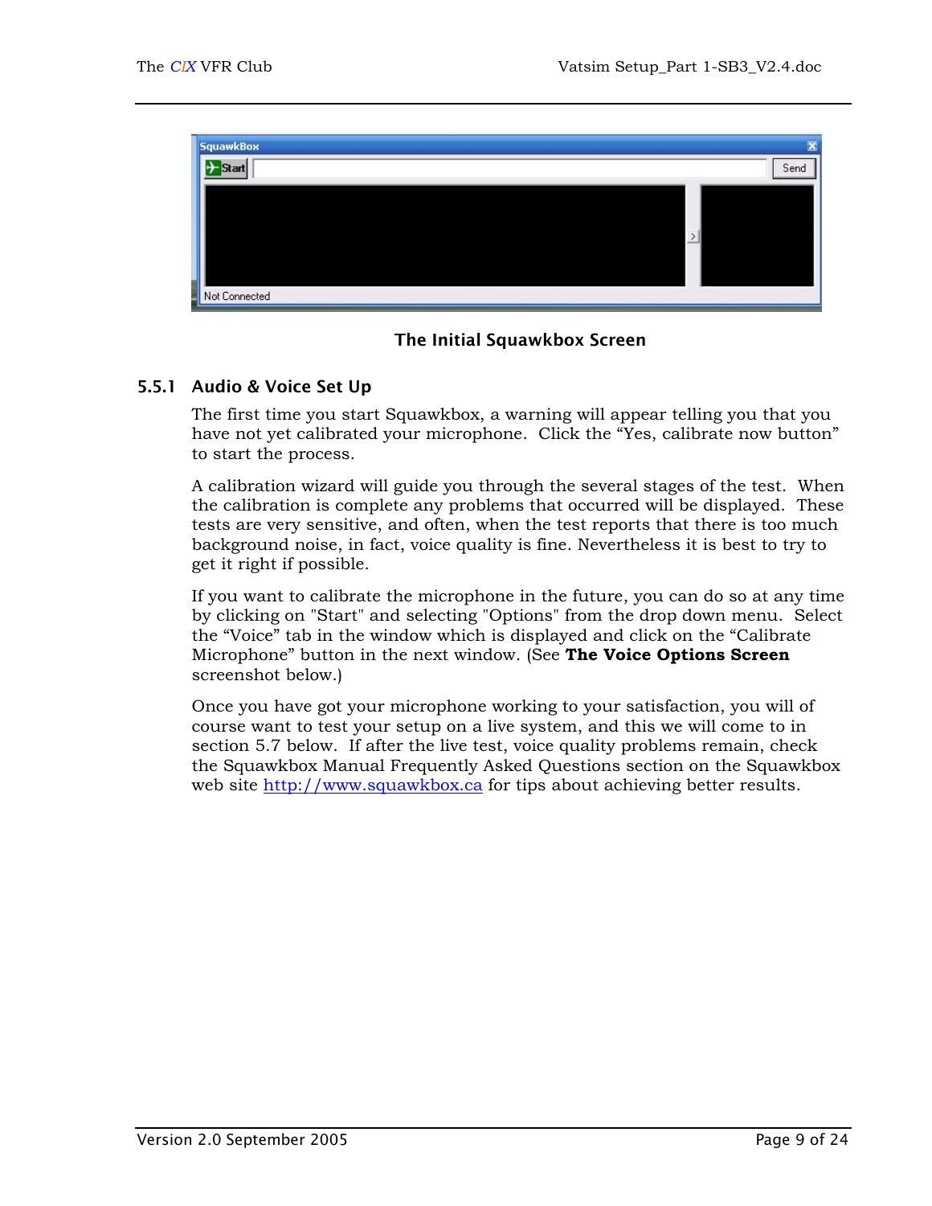**The Initial Squawkbox Screen**

### 5.5.1 Audio & Voice Set Up

The first time you start Squawkbox, a warning will appear telling you that you have not yet calibrated your microphone. Click the "Yes, calibrate now button" to start the process.

A calibration wizard will guide you through the several stages of the test. When the calibration is complete any problems that occurred will be displayed. These tests are very sensitive, and often, when the test reports that there is too much background noise, in fact, voice quality is fine. Nevertheless it is best to try to get it right if possible.

If you want to calibrate the microphone in the future, you can do so at any time by clicking on "Start" and selecting "Options" from the drop down menu. Select the "Voice" tab in the window which is displayed and click on the "Calibrate Microphone" button in the next window. (See **The Voice Options Screen** screenshot below.)

Once you have got your microphone working to your satisfaction, you will of course want to test your setup on a live system, and this we will come to in section 5.7 below. If after the live test, voice quality problems remain, check the Squawkbox Manual Frequently Asked Questions section on the Squawkbox web site [http://www.squawkbox.ca](http://www.squawkbox.ca) for tips about achieving better results.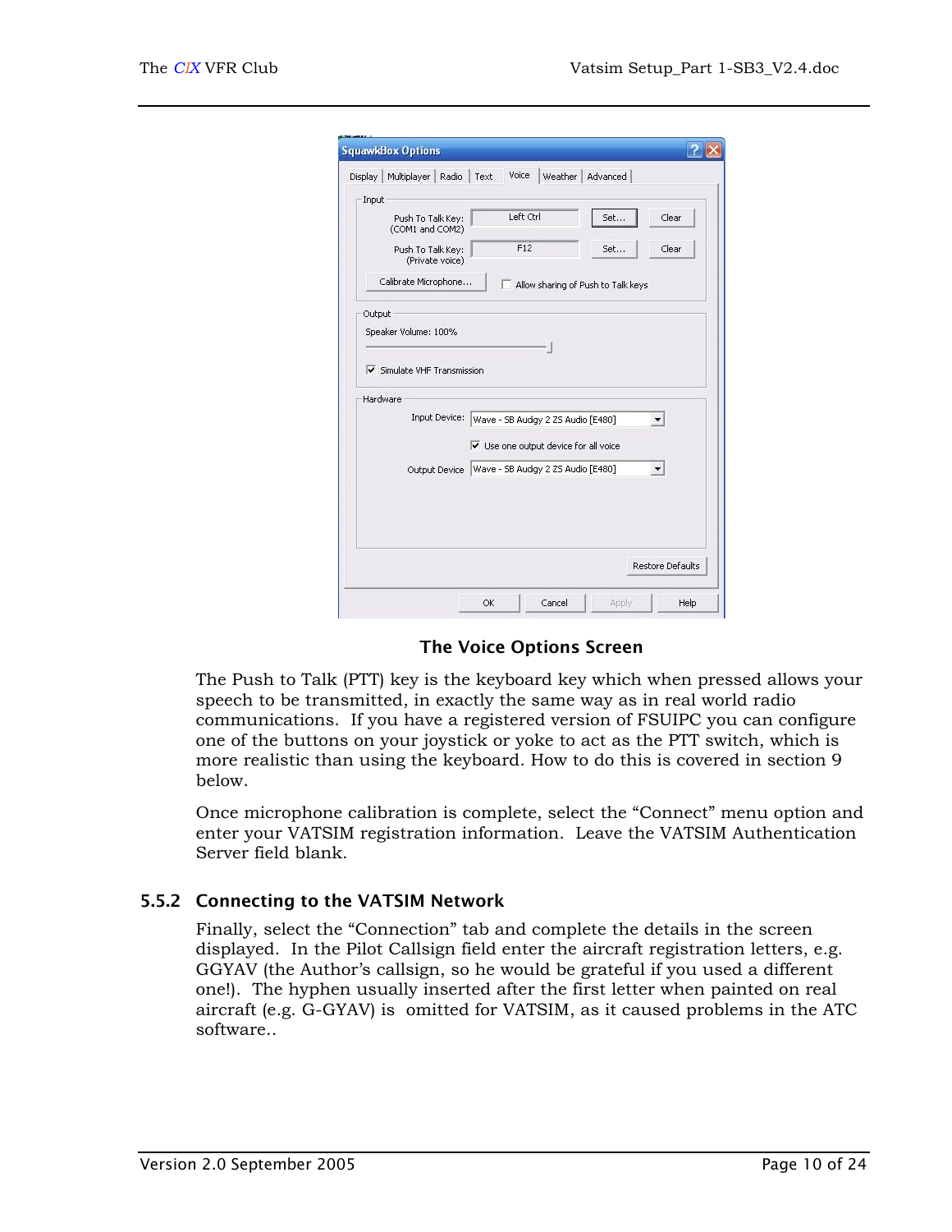**The Voice Options Screen**

The Push to Talk (PTT) key is the keyboard key which when pressed allows your speech to be transmitted, in exactly the same way as in real world radio communications. If you have a registered version of FSUIPC you can configure one of the buttons on your joystick or yoke to act as the PTT switch, which is more realistic than using the keyboard. How to do this is covered in section 9 below.

Once microphone calibration is complete, select the “Connect” menu option and enter your VATSIM registration information. Leave the VATSIM Authentication Server field blank.

### 5.5.2 Connecting to the VATSIM Network

Finally, select the “Connection” tab and complete the details in the screen displayed. In the Pilot Callsign field enter the aircraft registration letters, e.g. GGYAV (the Author’s callsign, so he would be grateful if you used a different one!). The hyphen usually inserted after the first letter when painted on real aircraft (e.g. G-GYAV) is omitted for VATSIM, as it caused problems in the ATC software..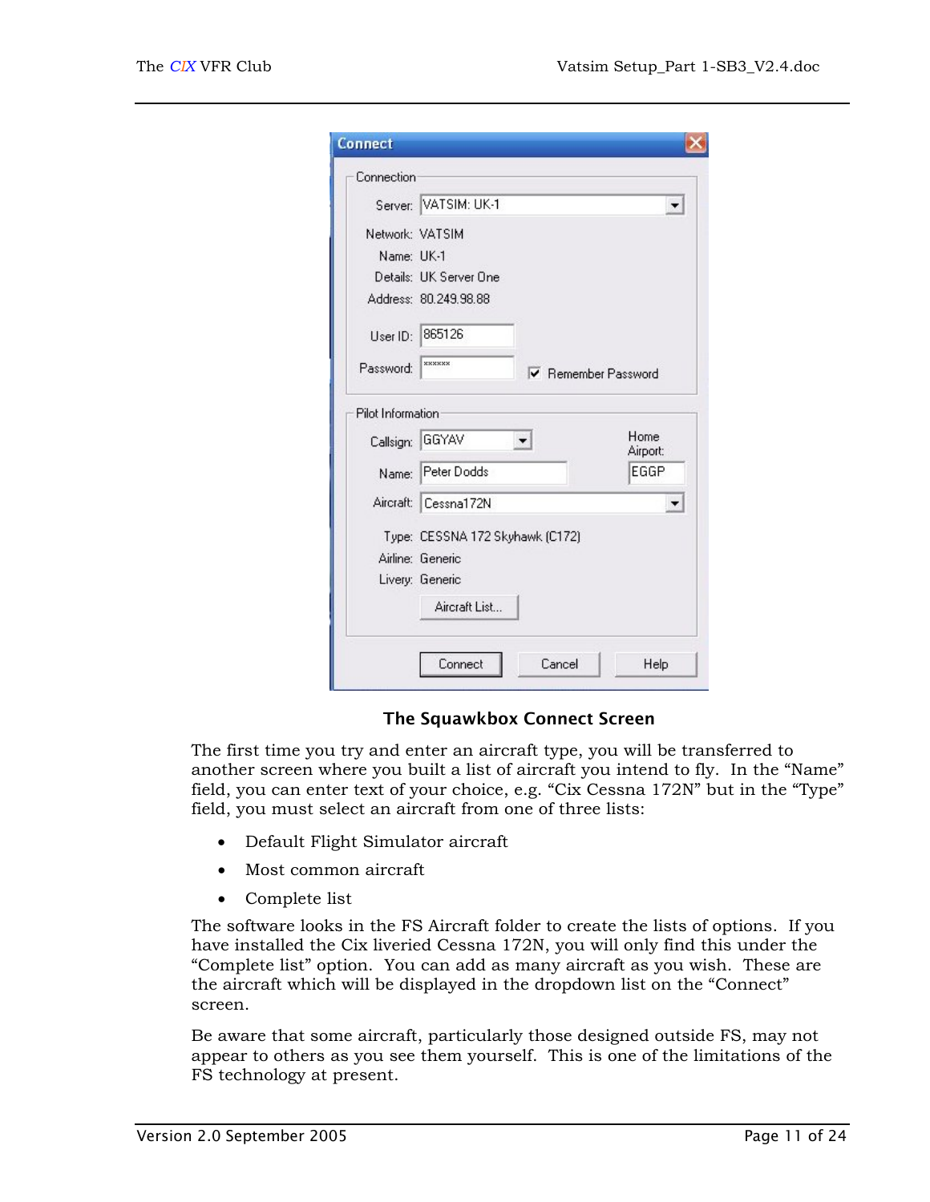**The Squawkbox Connect Screen**

The first time you try and enter an aircraft type, you will be transferred to another screen where you built a list of aircraft you intend to fly. In the "Name" field, you can enter text of your choice, e.g. "Cix Cessna 172N" but in the "Type" field, you must select an aircraft from one of three lists:

- Default Flight Simulator aircraft
- Most common aircraft
- Complete list

The software looks in the FS Aircraft folder to create the lists of options. If you have installed the Cix liveried Cessna 172N, you will only find this under the "Complete list" option. You can add as many aircraft as you wish. These are the aircraft which will be displayed in the dropdown list on the "Connect" screen.

Be aware that some aircraft, particularly those designed outside FS, may not appear to others as you see them yourself. This is one of the limitations of the FS technology at present.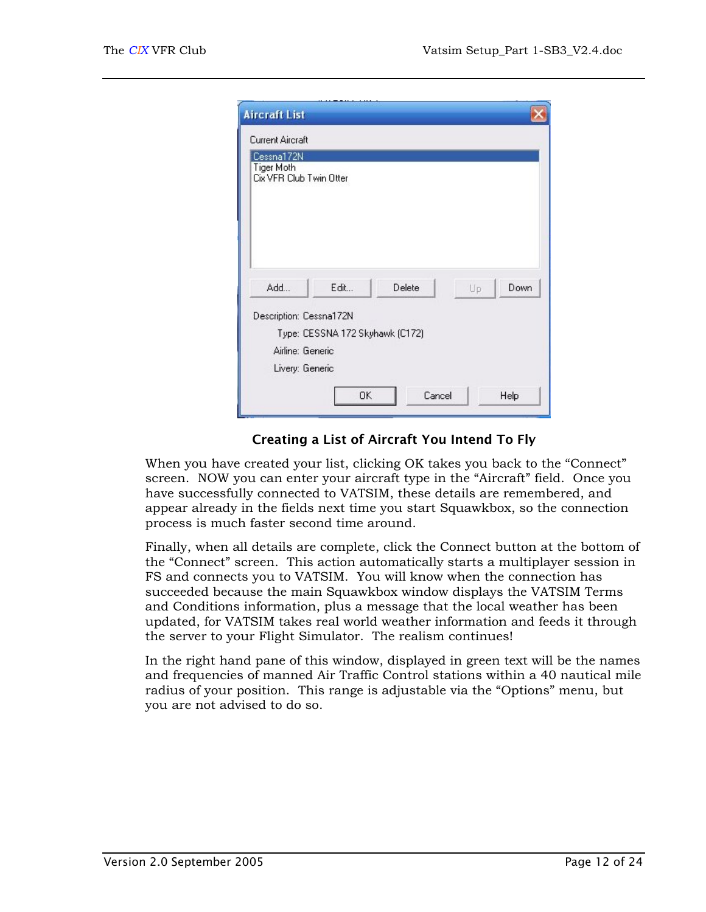**Creating a List of Aircraft You Intend To Fly**

When you have created your list, clicking OK takes you back to the "Connect" screen. NOW you can enter your aircraft type in the "Aircraft" field. Once you have successfully connected to VATSIM, these details are remembered, and appear already in the fields next time you start Squawkbox, so the connection process is much faster second time around.

Finally, when all details are complete, click the Connect button at the bottom of the "Connect" screen. This action automatically starts a multiplayer session in FS and connects you to VATSIM. You will know when the connection has succeeded because the main Squawkbox window displays the VATSIM Terms and Conditions information, plus a message that the local weather has been updated, for VATSIM takes real world weather information and feeds it through the server to your Flight Simulator. The realism continues!

In the right hand pane of this window, displayed in green text will be the names and frequencies of manned Air Traffic Control stations within a 40 nautical mile radius of your position. This range is adjustable via the "Options" menu, but you are not advised to do so.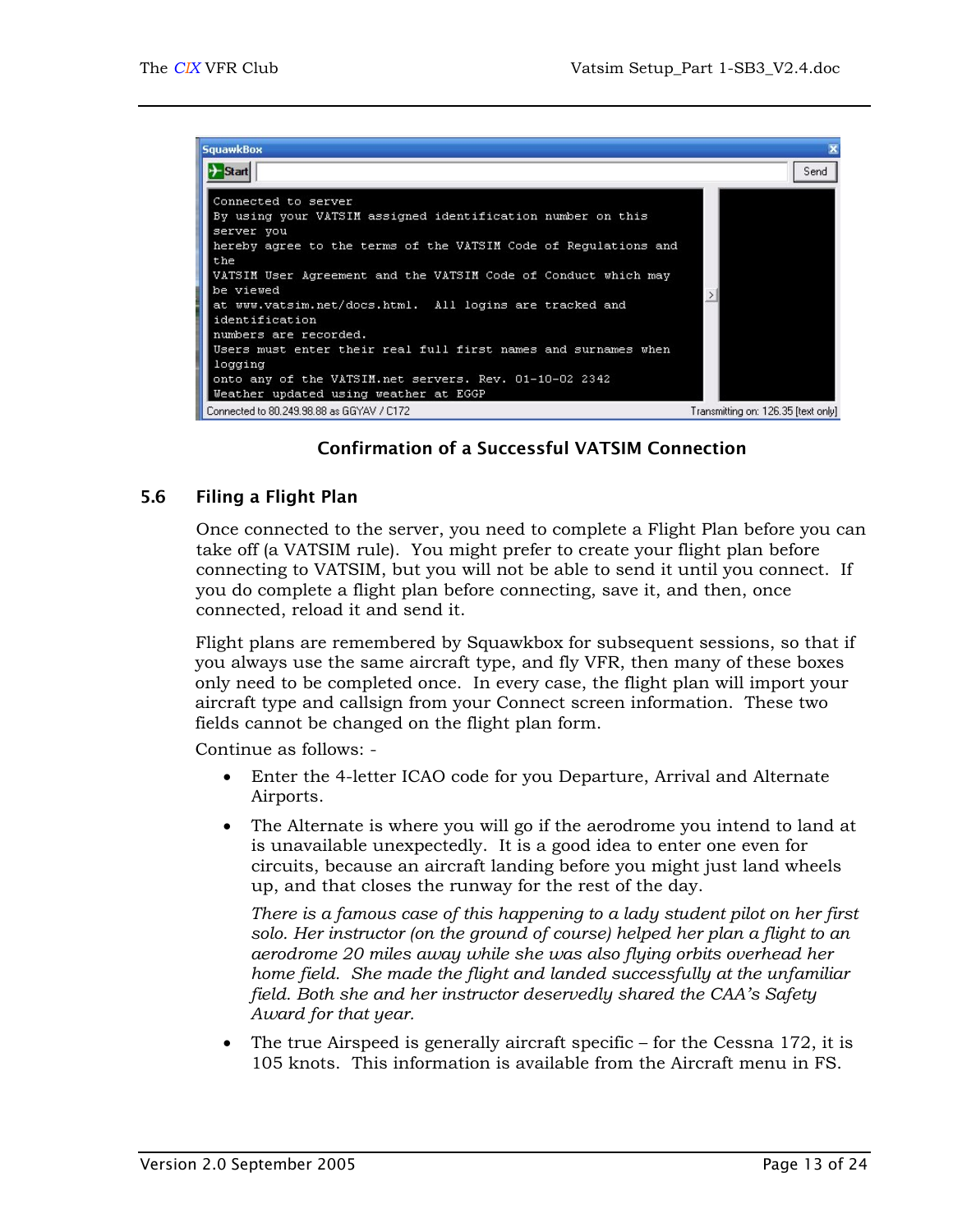```
Connected to server
By using your VATSIM assigned identification number on this
server you
hereby agree to the terms of the VATSIM Code of Regulations and
the
VATSIM User Agreement and the VATSIM Code of Conduct which may
be viewed
at www.vatsim.net/docs.html.  All logins are tracked and
identification
numbers are recorded.
Users must enter their real full first names and surnames when
logging
onto any of the VATSIM.net servers. Rev. 01-10-02 2342
Weather updated using weather at EGGP
Connected to 80.249.98.88 as GGYAV / C172          Transmitting on: 126.35 [text only]
```

**Confirmation of a Successful VATSIM Connection**

### 5.6 Filing a Flight Plan

Once connected to the server, you need to complete a Flight Plan before you can take off (a VATSIM rule). You might prefer to create your flight plan before connecting to VATSIM, but you will not be able to send it until you connect. If you do complete a flight plan before connecting, save it, and then, once connected, reload it and send it.

Flight plans are remembered by Squawkbox for subsequent sessions, so that if you always use the same aircraft type, and fly VFR, then many of these boxes only need to be completed once. In every case, the flight plan will import your aircraft type and callsign from your Connect screen information. These two fields cannot be changed on the flight plan form.

Continue as follows: -

- Enter the 4-letter ICAO code for you Departure, Arrival and Alternate Airports.
- The Alternate is where you will go if the aerodrome you intend to land at is unavailable unexpectedly. It is a good idea to enter one even for circuits, because an aircraft landing before you might just land wheels up, and that closes the runway for the rest of the day.

  *There is a famous case of this happening to a lady student pilot on her first solo. Her instructor (on the ground of course) helped her plan a flight to an aerodrome 20 miles away while she was also flying orbits overhead her home field. She made the flight and landed successfully at the unfamiliar field. Both she and her instructor deservedly shared the CAA's Safety Award for that year.*

- The true Airspeed is generally aircraft specific – for the Cessna 172, it is 105 knots. This information is available from the Aircraft menu in FS.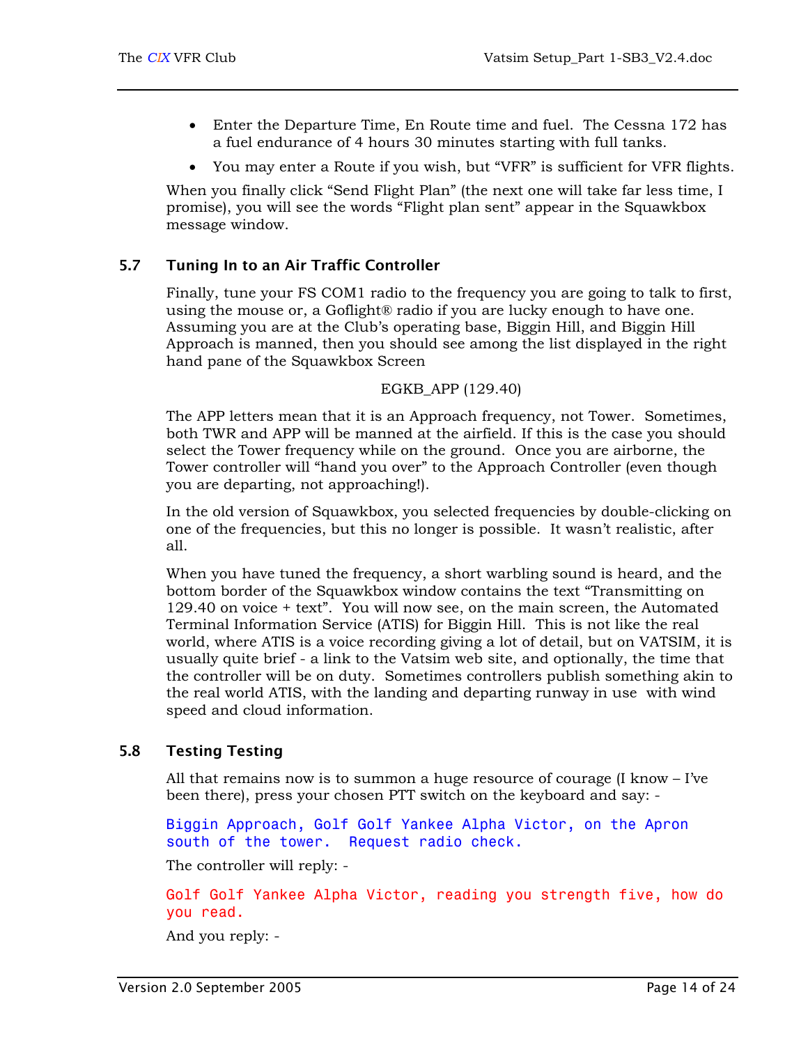- Enter the Departure Time, En Route time and fuel. The Cessna 172 has a fuel endurance of 4 hours 30 minutes starting with full tanks.
- You may enter a Route if you wish, but "VFR" is sufficient for VFR flights.

When you finally click "Send Flight Plan" (the next one will take far less time, I promise), you will see the words "Flight plan sent" appear in the Squawkbox message window.

## 5.7 Tuning In to an Air Traffic Controller

Finally, tune your FS COM1 radio to the frequency you are going to talk to first, using the mouse or, a Goflight® radio if you are lucky enough to have one. Assuming you are at the Club's operating base, Biggin Hill, and Biggin Hill Approach is manned, then you should see among the list displayed in the right hand pane of the Squawkbox Screen

EGKB_APP (129.40)

The APP letters mean that it is an Approach frequency, not Tower. Sometimes, both TWR and APP will be manned at the airfield. If this is the case you should select the Tower frequency while on the ground. Once you are airborne, the Tower controller will "hand you over" to the Approach Controller (even though you are departing, not approaching!).

In the old version of Squawkbox, you selected frequencies by double-clicking on one of the frequencies, but this no longer is possible. It wasn't realistic, after all.

When you have tuned the frequency, a short warbling sound is heard, and the bottom border of the Squawkbox window contains the text "Transmitting on 129.40 on voice + text". You will now see, on the main screen, the Automated Terminal Information Service (ATIS) for Biggin Hill. This is not like the real world, where ATIS is a voice recording giving a lot of detail, but on VATSIM, it is usually quite brief - a link to the Vatsim web site, and optionally, the time that the controller will be on duty. Sometimes controllers publish something akin to the real world ATIS, with the landing and departing runway in use with wind speed and cloud information.

## 5.8 Testing Testing

All that remains now is to summon a huge resource of courage (I know – I've been there), press your chosen PTT switch on the keyboard and say: -

Biggin Approach, Golf Golf Yankee Alpha Victor, on the Apron south of the tower. Request radio check.

The controller will reply: -

Golf Golf Yankee Alpha Victor, reading you strength five, how do you read.

And you reply: -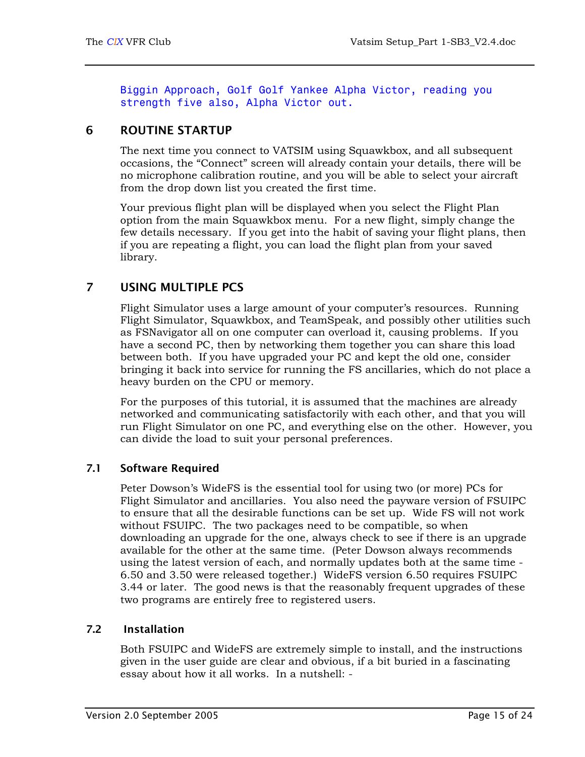Biggin Approach, Golf Golf Yankee Alpha Victor, reading you strength five also, Alpha Victor out.

## 6 ROUTINE STARTUP

The next time you connect to VATSIM using Squawkbox, and all subsequent occasions, the “Connect” screen will already contain your details, there will be no microphone calibration routine, and you will be able to select your aircraft from the drop down list you created the first time.

Your previous flight plan will be displayed when you select the Flight Plan option from the main Squawkbox menu. For a new flight, simply change the few details necessary. If you get into the habit of saving your flight plans, then if you are repeating a flight, you can load the flight plan from your saved library.

## 7 USING MULTIPLE PCS

Flight Simulator uses a large amount of your computer’s resources. Running Flight Simulator, Squawkbox, and TeamSpeak, and possibly other utilities such as FSNavigator all on one computer can overload it, causing problems. If you have a second PC, then by networking them together you can share this load between both. If you have upgraded your PC and kept the old one, consider bringing it back into service for running the FS ancillaries, which do not place a heavy burden on the CPU or memory.

For the purposes of this tutorial, it is assumed that the machines are already networked and communicating satisfactorily with each other, and that you will run Flight Simulator on one PC, and everything else on the other. However, you can divide the load to suit your personal preferences.

### 7.1 Software Required

Peter Dowson’s WideFS is the essential tool for using two (or more) PCs for Flight Simulator and ancillaries. You also need the payware version of FSUIPC to ensure that all the desirable functions can be set up. Wide FS will not work without FSUIPC. The two packages need to be compatible, so when downloading an upgrade for the one, always check to see if there is an upgrade available for the other at the same time. (Peter Dowson always recommends using the latest version of each, and normally updates both at the same time - 6.50 and 3.50 were released together.) WideFS version 6.50 requires FSUIPC 3.44 or later. The good news is that the reasonably frequent upgrades of these two programs are entirely free to registered users.

### 7.2 Installation

Both FSUIPC and WideFS are extremely simple to install, and the instructions given in the user guide are clear and obvious, if a bit buried in a fascinating essay about how it all works. In a nutshell: -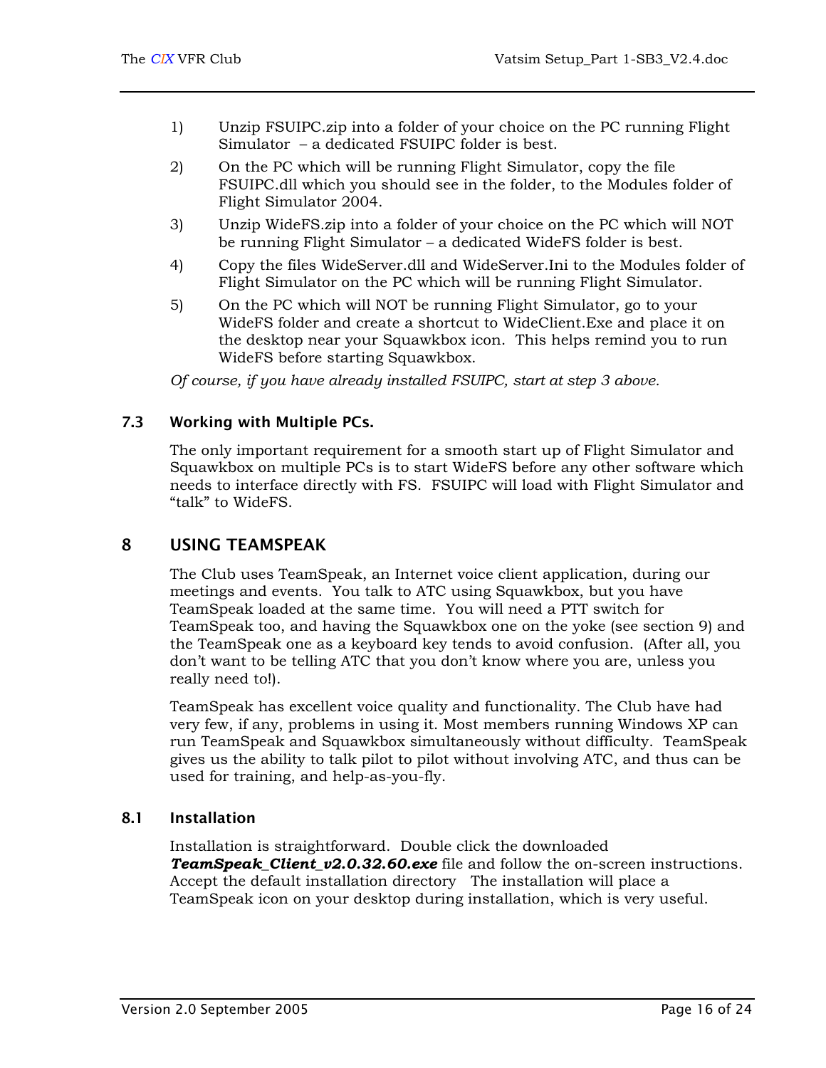1) Unzip FSUIPC.zip into a folder of your choice on the PC running Flight Simulator – a dedicated FSUIPC folder is best.
2) On the PC which will be running Flight Simulator, copy the file FSUIPC.dll which you should see in the folder, to the Modules folder of Flight Simulator 2004.
3) Unzip WideFS.zip into a folder of your choice on the PC which will NOT be running Flight Simulator – a dedicated WideFS folder is best.
4) Copy the files WideServer.dll and WideServer.Ini to the Modules folder of Flight Simulator on the PC which will be running Flight Simulator.
5) On the PC which will NOT be running Flight Simulator, go to your WideFS folder and create a shortcut to WideClient.Exe and place it on the desktop near your Squawkbox icon. This helps remind you to run WideFS before starting Squawkbox.

*Of course, if you have already installed FSUIPC, start at step 3 above.*

### 7.3 Working with Multiple PCs.

The only important requirement for a smooth start up of Flight Simulator and Squawkbox on multiple PCs is to start WideFS before any other software which needs to interface directly with FS. FSUIPC will load with Flight Simulator and "talk" to WideFS.

## 8 USING TEAMSPEAK

The Club uses TeamSpeak, an Internet voice client application, during our meetings and events. You talk to ATC using Squawkbox, but you have TeamSpeak loaded at the same time. You will need a PTT switch for TeamSpeak too, and having the Squawkbox one on the yoke (see section 9) and the TeamSpeak one as a keyboard key tends to avoid confusion. (After all, you don't want to be telling ATC that you don't know where you are, unless you really need to!).

TeamSpeak has excellent voice quality and functionality. The Club have had very few, if any, problems in using it. Most members running Windows XP can run TeamSpeak and Squawkbox simultaneously without difficulty. TeamSpeak gives us the ability to talk pilot to pilot without involving ATC, and thus can be used for training, and help-as-you-fly.

### 8.1 Installation

Installation is straightforward. Double click the downloaded ***TeamSpeak_Client_v2.0.32.60.exe*** file and follow the on-screen instructions. Accept the default installation directory The installation will place a TeamSpeak icon on your desktop during installation, which is very useful.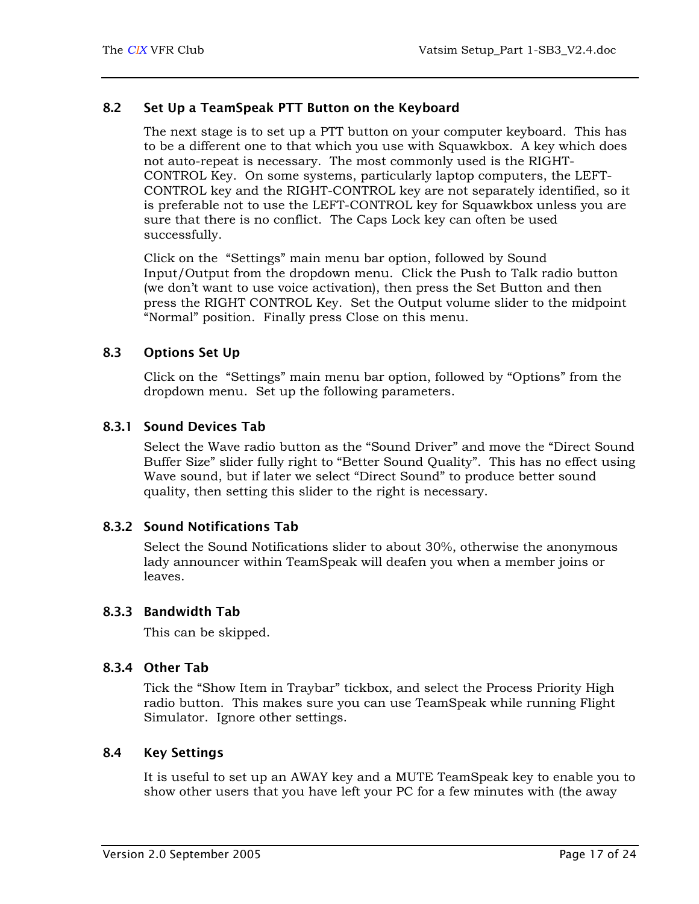### 8.2 Set Up a TeamSpeak PTT Button on the Keyboard

The next stage is to set up a PTT button on your computer keyboard. This has to be a different one to that which you use with Squawkbox. A key which does not auto-repeat is necessary. The most commonly used is the RIGHT-CONTROL Key. On some systems, particularly laptop computers, the LEFT-CONTROL key and the RIGHT-CONTROL key are not separately identified, so it is preferable not to use the LEFT-CONTROL key for Squawkbox unless you are sure that there is no conflict. The Caps Lock key can often be used successfully.

Click on the "Settings" main menu bar option, followed by Sound Input/Output from the dropdown menu. Click the Push to Talk radio button (we don't want to use voice activation), then press the Set Button and then press the RIGHT CONTROL Key. Set the Output volume slider to the midpoint "Normal" position. Finally press Close on this menu.

### 8.3 Options Set Up

Click on the "Settings" main menu bar option, followed by "Options" from the dropdown menu. Set up the following parameters.

#### 8.3.1 Sound Devices Tab

Select the Wave radio button as the "Sound Driver" and move the "Direct Sound Buffer Size" slider fully right to "Better Sound Quality". This has no effect using Wave sound, but if later we select "Direct Sound" to produce better sound quality, then setting this slider to the right is necessary.

#### 8.3.2 Sound Notifications Tab

Select the Sound Notifications slider to about 30%, otherwise the anonymous lady announcer within TeamSpeak will deafen you when a member joins or leaves.

#### 8.3.3 Bandwidth Tab

This can be skipped.

#### 8.3.4 Other Tab

Tick the "Show Item in Traybar" tickbox, and select the Process Priority High radio button. This makes sure you can use TeamSpeak while running Flight Simulator. Ignore other settings.

### 8.4 Key Settings

It is useful to set up an AWAY key and a MUTE TeamSpeak key to enable you to show other users that you have left your PC for a few minutes with (the away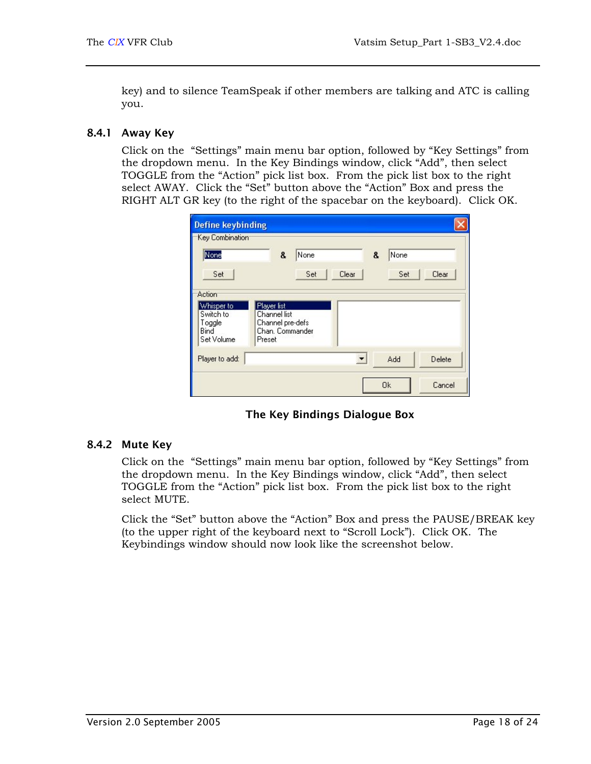key) and to silence TeamSpeak if other members are talking and ATC is calling you.

### 8.4.1 Away Key

Click on the "Settings" main menu bar option, followed by "Key Settings" from the dropdown menu. In the Key Bindings window, click "Add", then select TOGGLE from the "Action" pick list box. From the pick list box to the right select AWAY. Click the "Set" button above the "Action" Box and press the RIGHT ALT GR key (to the right of the spacebar on the keyboard). Click OK.

**The Key Bindings Dialogue Box**

### 8.4.2 Mute Key

Click on the "Settings" main menu bar option, followed by "Key Settings" from the dropdown menu. In the Key Bindings window, click "Add", then select TOGGLE from the "Action" pick list box. From the pick list box to the right select MUTE.

Click the "Set" button above the "Action" Box and press the PAUSE/BREAK key (to the upper right of the keyboard next to "Scroll Lock"). Click OK. The Keybindings window should now look like the screenshot below.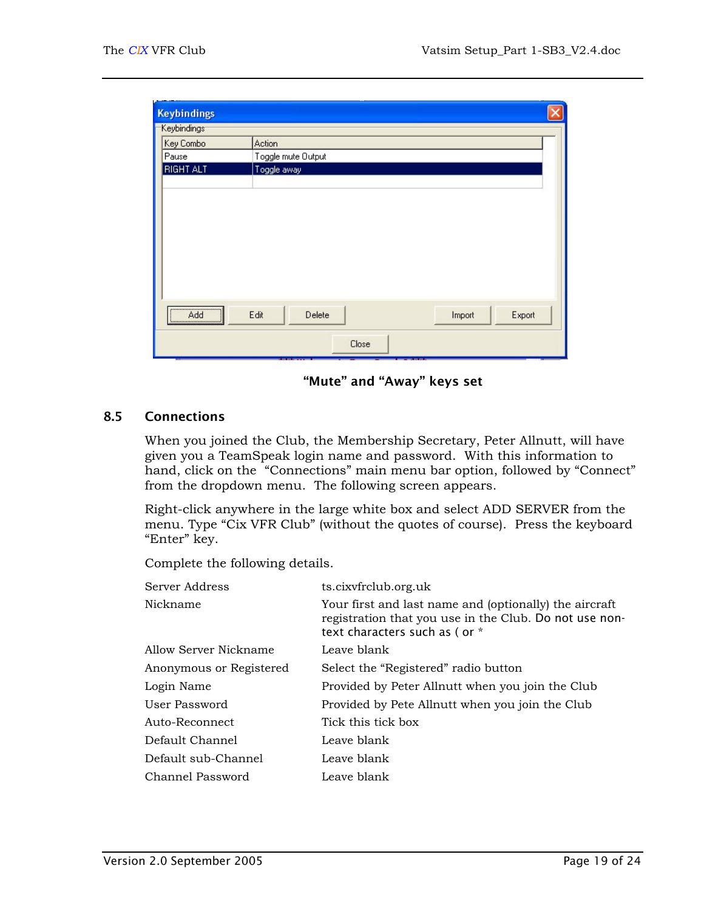“Mute” and “Away” keys set

## 8.5 Connections

When you joined the Club, the Membership Secretary, Peter Allnutt, will have given you a TeamSpeak login name and password. With this information to hand, click on the “Connections” main menu bar option, followed by “Connect” from the dropdown menu. The following screen appears.

Right-click anywhere in the large white box and select ADD SERVER from the menu. Type “Cix VFR Club” (without the quotes of course). Press the keyboard “Enter” key.

Complete the following details.

| | |
|---|---|
| Server Address | ts.cixvfrclub.org.uk |
| Nickname | Your first and last name and (optionally) the aircraft registration that you use in the Club. Do not use non-text characters such as ( or * |
| Allow Server Nickname | Leave blank |
| Anonymous or Registered | Select the “Registered” radio button |
| Login Name | Provided by Peter Allnutt when you join the Club |
| User Password | Provided by Pete Allnutt when you join the Club |
| Auto-Reconnect | Tick this tick box |
| Default Channel | Leave blank |
| Default sub-Channel | Leave blank |
| Channel Password | Leave blank |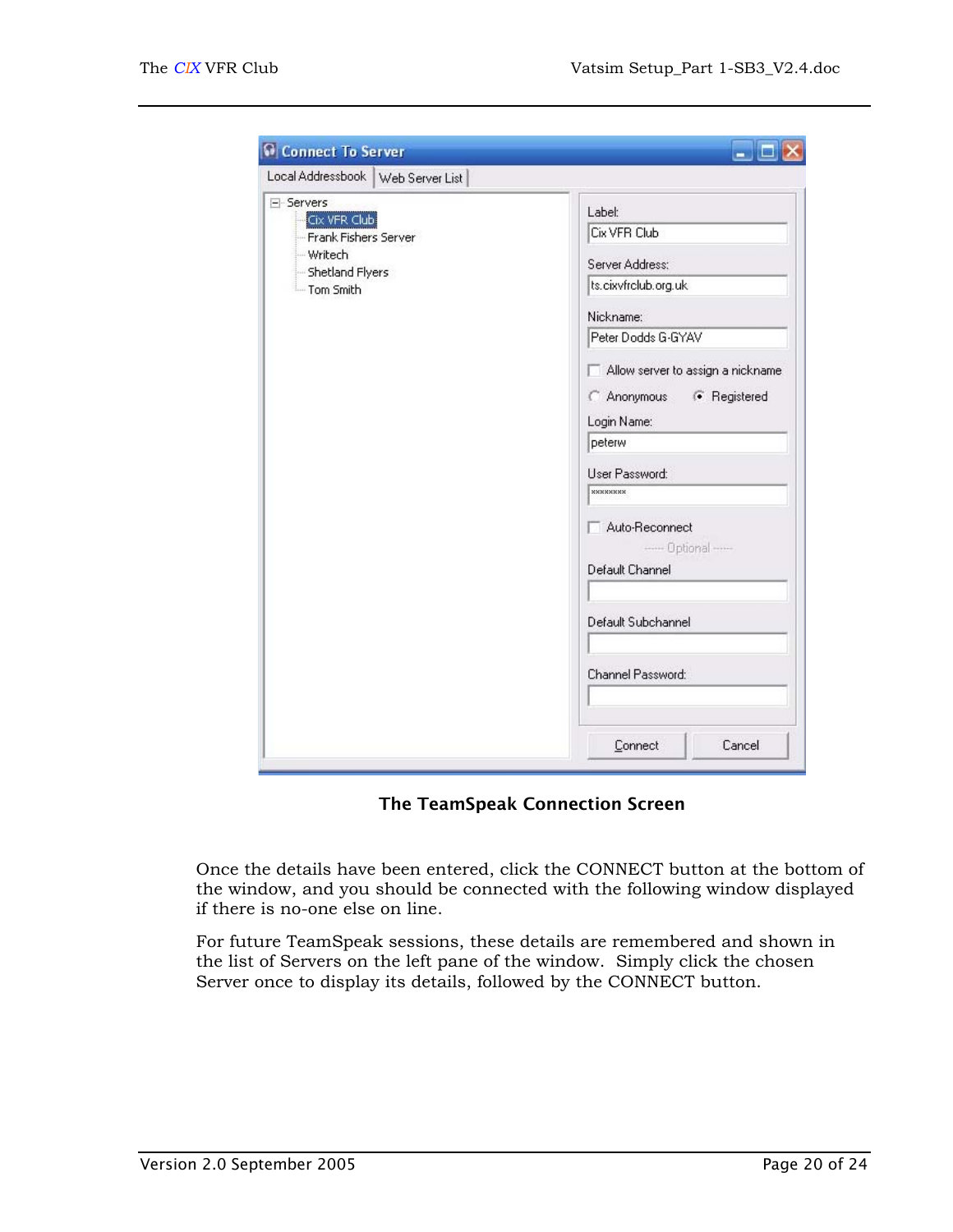**The TeamSpeak Connection Screen**

Once the details have been entered, click the CONNECT button at the bottom of the window, and you should be connected with the following window displayed if there is no-one else on line.

For future TeamSpeak sessions, these details are remembered and shown in the list of Servers on the left pane of the window. Simply click the chosen Server once to display its details, followed by the CONNECT button.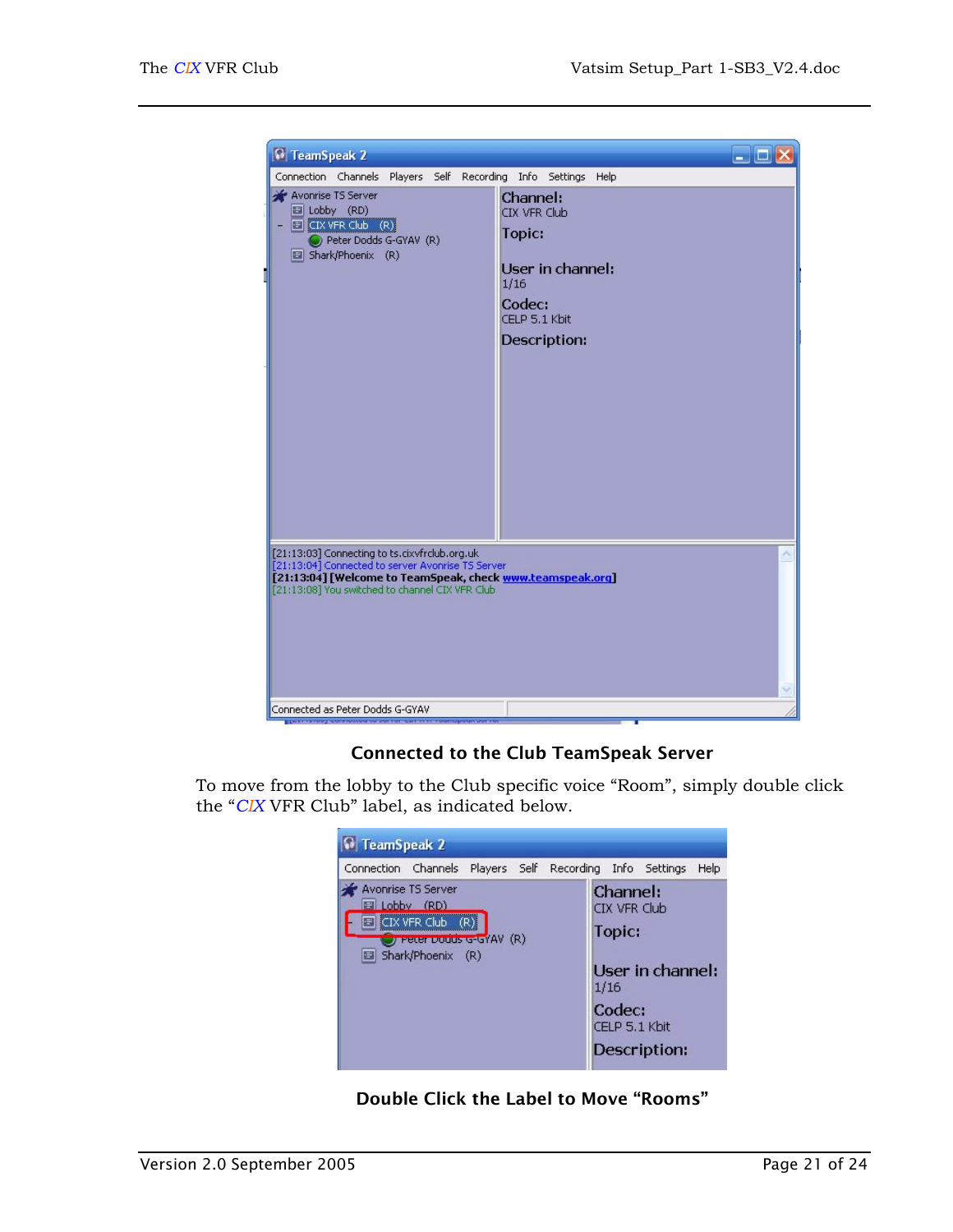**Connected to the Club TeamSpeak Server**

To move from the lobby to the Club specific voice "Room", simply double click the "*CIX* VFR Club" label, as indicated below.

**Double Click the Label to Move "Rooms"**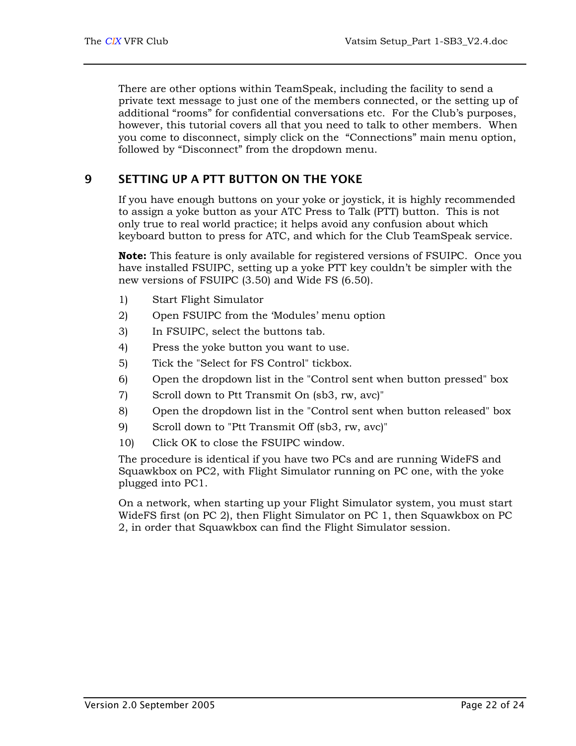There are other options within TeamSpeak, including the facility to send a private text message to just one of the members connected, or the setting up of additional "rooms" for confidential conversations etc. For the Club's purposes, however, this tutorial covers all that you need to talk to other members. When you come to disconnect, simply click on the "Connections" main menu option, followed by "Disconnect" from the dropdown menu.

## 9 SETTING UP A PTT BUTTON ON THE YOKE

If you have enough buttons on your yoke or joystick, it is highly recommended to assign a yoke button as your ATC Press to Talk (PTT) button. This is not only true to real world practice; it helps avoid any confusion about which keyboard button to press for ATC, and which for the Club TeamSpeak service.

**Note:** This feature is only available for registered versions of FSUIPC. Once you have installed FSUIPC, setting up a yoke PTT key couldn't be simpler with the new versions of FSUIPC (3.50) and Wide FS (6.50).

1) Start Flight Simulator
2) Open FSUIPC from the 'Modules' menu option
3) In FSUIPC, select the buttons tab.
4) Press the yoke button you want to use.
5) Tick the "Select for FS Control" tickbox.
6) Open the dropdown list in the "Control sent when button pressed" box
7) Scroll down to Ptt Transmit On (sb3, rw, avc)"
8) Open the dropdown list in the "Control sent when button released" box
9) Scroll down to "Ptt Transmit Off (sb3, rw, avc)"
10) Click OK to close the FSUIPC window.

The procedure is identical if you have two PCs and are running WideFS and Squawkbox on PC2, with Flight Simulator running on PC one, with the yoke plugged into PC1.

On a network, when starting up your Flight Simulator system, you must start WideFS first (on PC 2), then Flight Simulator on PC 1, then Squawkbox on PC 2, in order that Squawkbox can find the Flight Simulator session.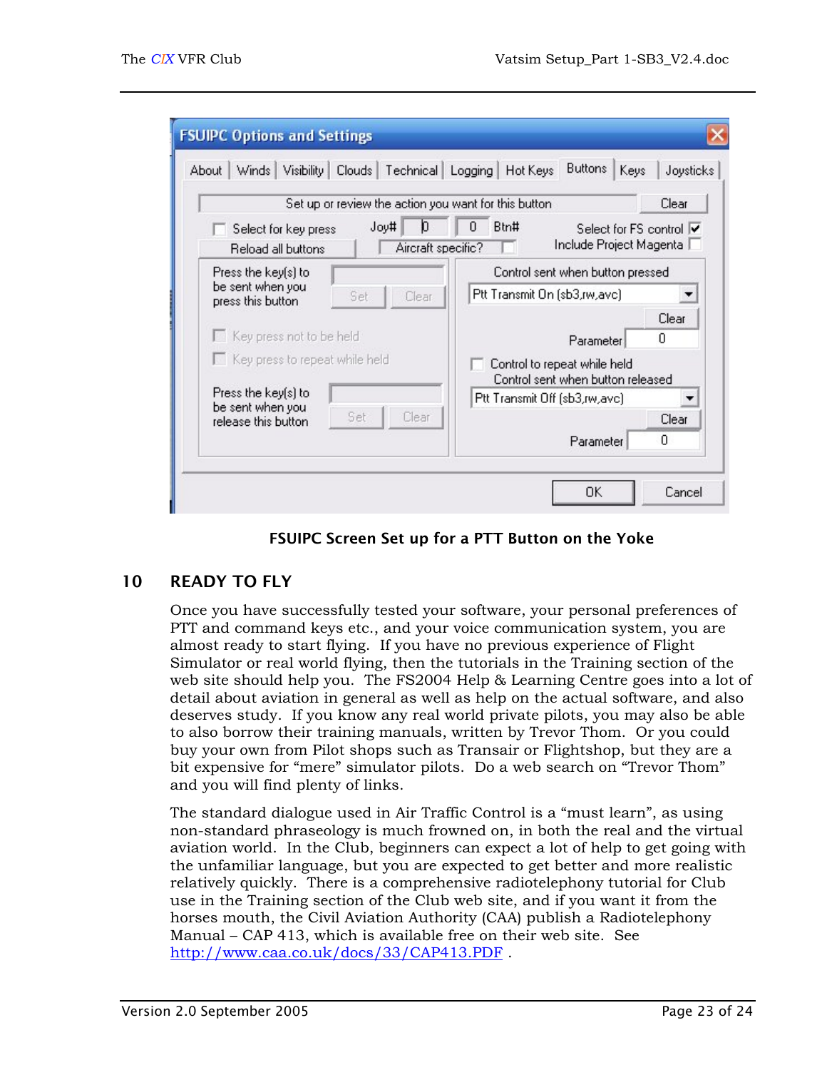**FSUIPC Screen Set up for a PTT Button on the Yoke**

## 10 READY TO FLY

Once you have successfully tested your software, your personal preferences of PTT and command keys etc., and your voice communication system, you are almost ready to start flying. If you have no previous experience of Flight Simulator or real world flying, then the tutorials in the Training section of the web site should help you. The FS2004 Help & Learning Centre goes into a lot of detail about aviation in general as well as help on the actual software, and also deserves study. If you know any real world private pilots, you may also be able to also borrow their training manuals, written by Trevor Thom. Or you could buy your own from Pilot shops such as Transair or Flightshop, but they are a bit expensive for "mere" simulator pilots. Do a web search on "Trevor Thom" and you will find plenty of links.

The standard dialogue used in Air Traffic Control is a "must learn", as using non-standard phraseology is much frowned on, in both the real and the virtual aviation world. In the Club, beginners can expect a lot of help to get going with the unfamiliar language, but you are expected to get better and more realistic relatively quickly. There is a comprehensive radiotelephony tutorial for Club use in the Training section of the Club web site, and if you want it from the horses mouth, the Civil Aviation Authority (CAA) publish a Radiotelephony Manual – CAP 413, which is available free on their web site. See http://www.caa.co.uk/docs/33/CAP413.PDF .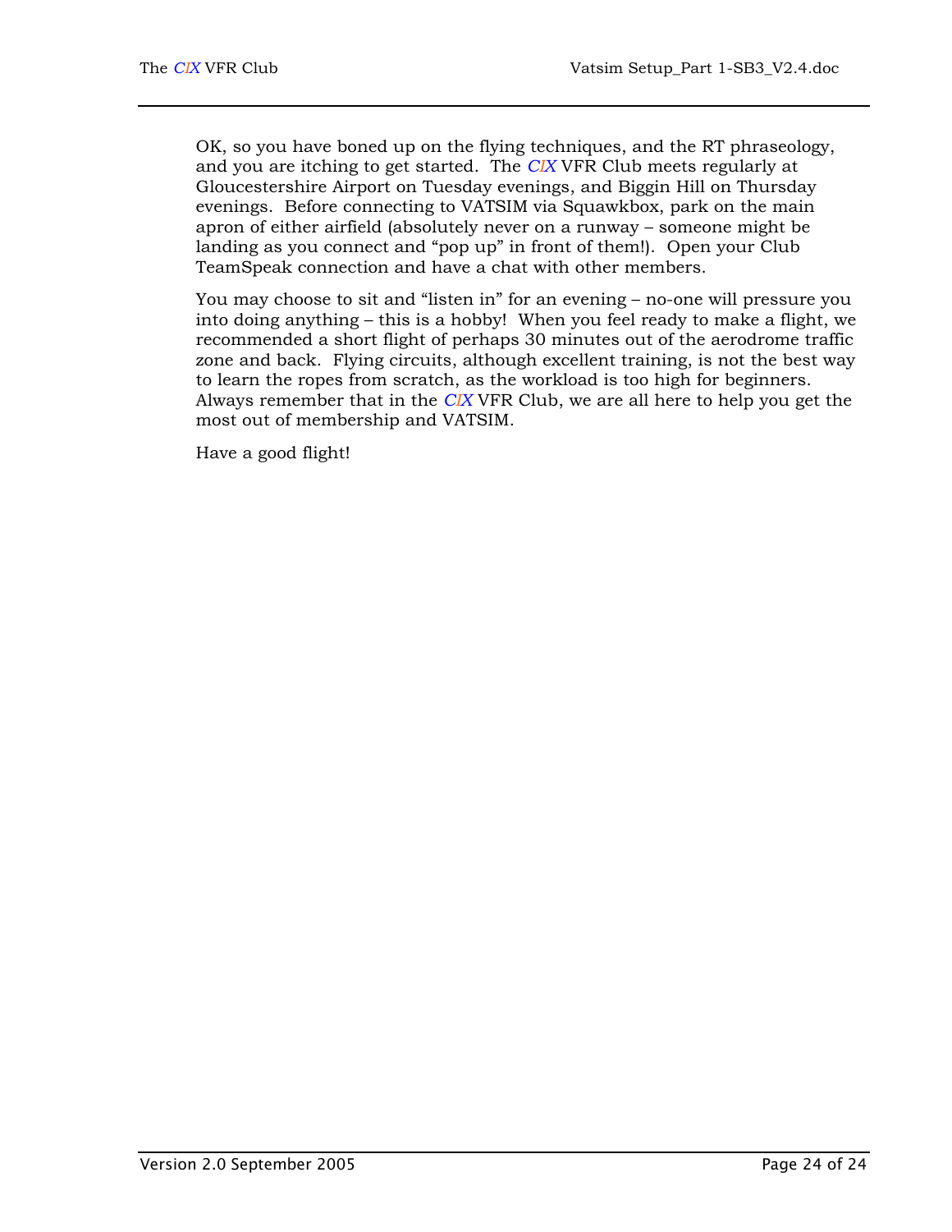OK, so you have boned up on the flying techniques, and the RT phraseology, and you are itching to get started. The *CIX* VFR Club meets regularly at Gloucestershire Airport on Tuesday evenings, and Biggin Hill on Thursday evenings. Before connecting to VATSIM via Squawkbox, park on the main apron of either airfield (absolutely never on a runway – someone might be landing as you connect and "pop up" in front of them!). Open your Club TeamSpeak connection and have a chat with other members.

You may choose to sit and "listen in" for an evening – no-one will pressure you into doing anything – this is a hobby! When you feel ready to make a flight, we recommended a short flight of perhaps 30 minutes out of the aerodrome traffic zone and back. Flying circuits, although excellent training, is not the best way to learn the ropes from scratch, as the workload is too high for beginners. Always remember that in the *CIX* VFR Club, we are all here to help you get the most out of membership and VATSIM.

Have a good flight!